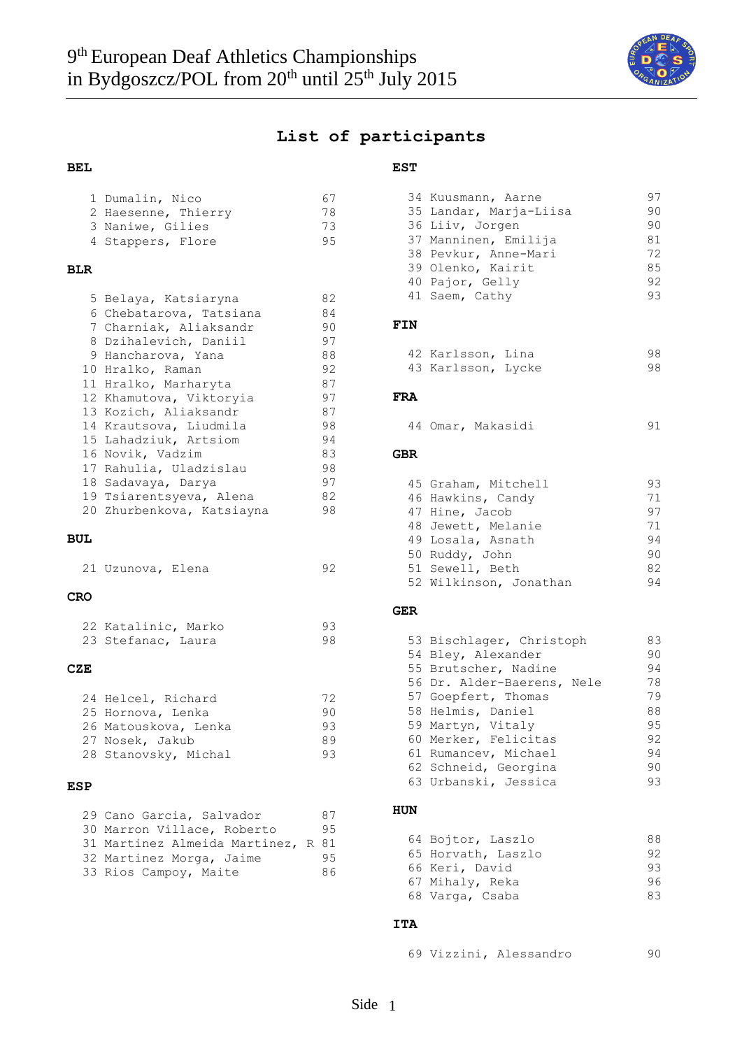# 9th European Deaf Athletics Championships in Bydgoszcz/POL from 20th until 25th July 2015

## List of participants

**BEL**

| | | |
|---|---|---|
| 1 | Dumalin, Nico | 67 |
| 2 | Haesenne, Thierry | 78 |
| 3 | Naniwe, Gilies | 73 |
| 4 | Stappers, Flore | 95 |

**BLR**

| | | |
|---|---|---|
| 5 | Belaya, Katsiaryna | 82 |
| 6 | Chebatarova, Tatsiana | 84 |
| 7 | Charniak, Aliaksandr | 90 |
| 8 | Dzihalevich, Daniil | 97 |
| 9 | Hancharova, Yana | 88 |
| 10 | Hralko, Raman | 92 |
| 11 | Hralko, Marharyta | 87 |
| 12 | Khamutova, Viktoryia | 97 |
| 13 | Kozich, Aliaksandr | 87 |
| 14 | Krautsova, Liudmila | 98 |
| 15 | Lahadziuk, Artsiom | 94 |
| 16 | Novik, Vadzim | 83 |
| 17 | Rahulia, Uladzislau | 98 |
| 18 | Sadavaya, Darya | 97 |
| 19 | Tsiarentsyeva, Alena | 82 |
| 20 | Zhurbenkova, Katsiayna | 98 |

**BUL**

| | | |
|---|---|---|
| 21 | Uzunova, Elena | 92 |

**CRO**

| | | |
|---|---|---|
| 22 | Katalinic, Marko | 93 |
| 23 | Stefanac, Laura | 98 |

**CZE**

| | | |
|---|---|---|
| 24 | Helcel, Richard | 72 |
| 25 | Hornova, Lenka | 90 |
| 26 | Matouskova, Lenka | 93 |
| 27 | Nosek, Jakub | 89 |
| 28 | Stanovsky, Michal | 93 |

**ESP**

| | | |
|---|---|---|
| 29 | Cano Garcia, Salvador | 87 |
| 30 | Marron Villace, Roberto | 95 |
| 31 | Martinez Almeida Martinez, R | 81 |
| 32 | Martinez Morga, Jaime | 95 |
| 33 | Rios Campoy, Maite | 86 |

**EST**

| | | |
|---|---|---|
| 34 | Kuusmann, Aarne | 97 |
| 35 | Landar, Marja-Liisa | 90 |
| 36 | Liiv, Jorgen | 90 |
| 37 | Manninen, Emilija | 81 |
| 38 | Pevkur, Anne-Mari | 72 |
| 39 | Olenko, Kairit | 85 |
| 40 | Pajor, Gelly | 92 |
| 41 | Saem, Cathy | 93 |

**FIN**

| | | |
|---|---|---|
| 42 | Karlsson, Lina | 98 |
| 43 | Karlsson, Lycke | 98 |

**FRA**

| | | |
|---|---|---|
| 44 | Omar, Makasidi | 91 |

**GBR**

| | | |
|---|---|---|
| 45 | Graham, Mitchell | 93 |
| 46 | Hawkins, Candy | 71 |
| 47 | Hine, Jacob | 97 |
| 48 | Jewett, Melanie | 71 |
| 49 | Losala, Asnath | 94 |
| 50 | Ruddy, John | 90 |
| 51 | Sewell, Beth | 82 |
| 52 | Wilkinson, Jonathan | 94 |

**GER**

| | | |
|---|---|---|
| 53 | Bischlager, Christoph | 83 |
| 54 | Bley, Alexander | 90 |
| 55 | Brutscher, Nadine | 94 |
| 56 | Dr. Alder-Baerens, Nele | 78 |
| 57 | Goepfert, Thomas | 79 |
| 58 | Helmis, Daniel | 88 |
| 59 | Martyn, Vitaly | 95 |
| 60 | Merker, Felicitas | 92 |
| 61 | Rumancev, Michael | 94 |
| 62 | Schneid, Georgina | 90 |
| 63 | Urbanski, Jessica | 93 |

**HUN**

| | | |
|---|---|---|
| 64 | Bojtor, Laszlo | 88 |
| 65 | Horvath, Laszlo | 92 |
| 66 | Keri, David | 93 |
| 67 | Mihaly, Reka | 96 |
| 68 | Varga, Csaba | 83 |

**ITA**

| | | |
|---|---|---|
| 69 | Vizzini, Alessandro | 90 |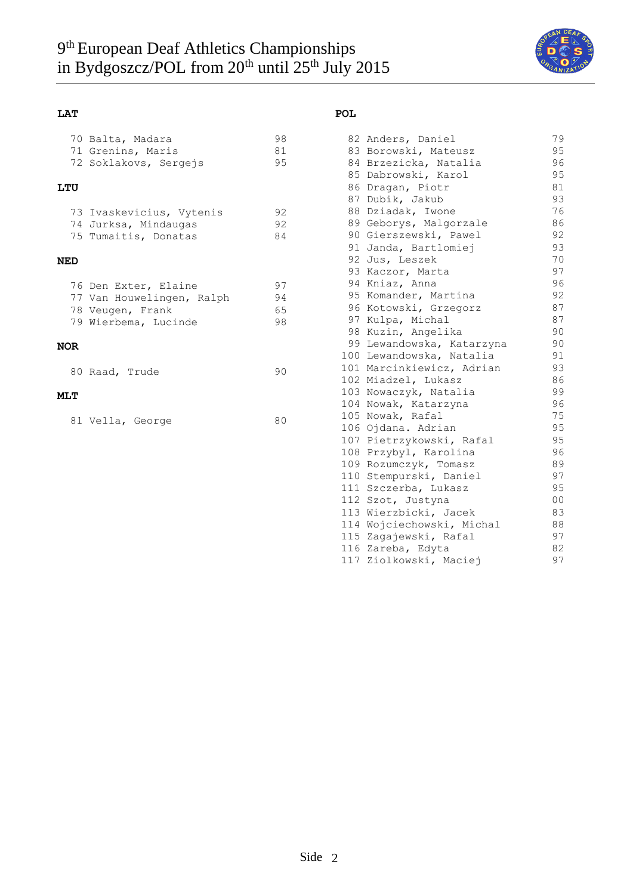# 9th European Deaf Athletics Championships in Bydgoszcz/POL from 20th until 25th July 2015

**LAT**

| No. | Name | Year |
|---|---|---|
| 70 | Balta, Madara | 98 |
| 71 | Grenins, Maris | 81 |
| 72 | Soklakovs, Sergejs | 95 |

**LTU**

| No. | Name | Year |
|---|---|---|
| 73 | Ivaskevicius, Vytenis | 92 |
| 74 | Jurksa, Mindaugas | 92 |
| 75 | Tumaitis, Donatas | 84 |

**NED**

| No. | Name | Year |
|---|---|---|
| 76 | Den Exter, Elaine | 97 |
| 77 | Van Houwelingen, Ralph | 94 |
| 78 | Veugen, Frank | 65 |
| 79 | Wierbema, Lucinde | 98 |

**NOR**

| No. | Name | Year |
|---|---|---|
| 80 | Raad, Trude | 90 |

**MLT**

| No. | Name | Year |
|---|---|---|
| 81 | Vella, George | 80 |

**POL**

| No. | Name | Year |
|---|---|---|
| 82 | Anders, Daniel | 79 |
| 83 | Borowski, Mateusz | 95 |
| 84 | Brzezicka, Natalia | 96 |
| 85 | Dabrowski, Karol | 95 |
| 86 | Dragan, Piotr | 81 |
| 87 | Dubik, Jakub | 93 |
| 88 | Dziadak, Iwone | 76 |
| 89 | Geborys, Malgorzale | 86 |
| 90 | Gierszewski, Pawel | 92 |
| 91 | Janda, Bartlomiej | 93 |
| 92 | Jus, Leszek | 70 |
| 93 | Kaczor, Marta | 97 |
| 94 | Kniaz, Anna | 96 |
| 95 | Komander, Martina | 92 |
| 96 | Kotowski, Grzegorz | 87 |
| 97 | Kulpa, Michal | 87 |
| 98 | Kuzin, Angelika | 90 |
| 99 | Lewandowska, Katarzyna | 90 |
| 100 | Lewandowska, Natalia | 91 |
| 101 | Marcinkiewicz, Adrian | 93 |
| 102 | Miadzel, Lukasz | 86 |
| 103 | Nowaczyk, Natalia | 99 |
| 104 | Nowak, Katarzyna | 96 |
| 105 | Nowak, Rafal | 75 |
| 106 | Ojdana. Adrian | 95 |
| 107 | Pietrzykowski, Rafal | 95 |
| 108 | Przybyl, Karolina | 96 |
| 109 | Rozumczyk, Tomasz | 89 |
| 110 | Stempurski, Daniel | 97 |
| 111 | Szczerba, Lukasz | 95 |
| 112 | Szot, Justyna | 00 |
| 113 | Wierzbicki, Jacek | 83 |
| 114 | Wojciechowski, Michal | 88 |
| 115 | Zagajewski, Rafal | 97 |
| 116 | Zareba, Edyta | 82 |
| 117 | Ziolkowski, Maciej | 97 |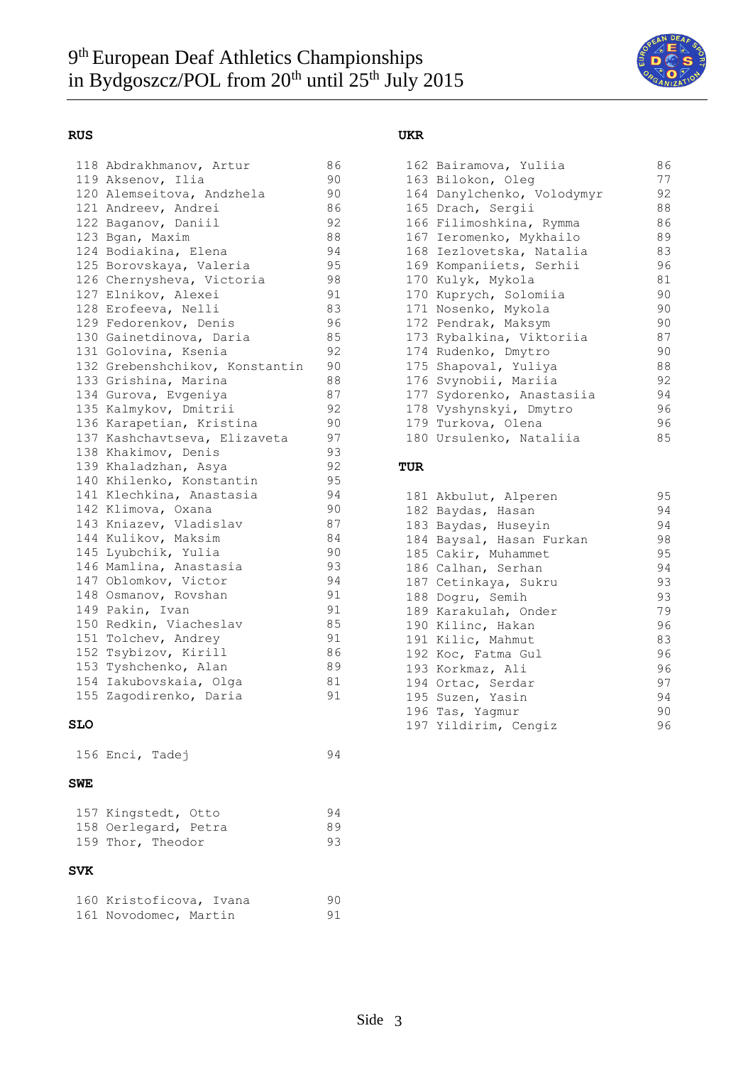### RUS

| No. | Name | |
|---|---|---|
| 118 | Abdrakhmanov, Artur | 86 |
| 119 | Aksenov, Ilia | 90 |
| 120 | Alemseitova, Andzhela | 90 |
| 121 | Andreev, Andrei | 86 |
| 122 | Baganov, Daniil | 92 |
| 123 | Bgan, Maxim | 88 |
| 124 | Bodiakina, Elena | 94 |
| 125 | Borovskaya, Valeria | 95 |
| 126 | Chernysheva, Victoria | 98 |
| 127 | Elnikov, Alexei | 91 |
| 128 | Erofeeva, Nelli | 83 |
| 129 | Fedorenkov, Denis | 96 |
| 130 | Gainetdinova, Daria | 85 |
| 131 | Golovina, Ksenia | 92 |
| 132 | Grebenshchikov, Konstantin | 90 |
| 133 | Grishina, Marina | 88 |
| 134 | Gurova, Evgeniya | 87 |
| 135 | Kalmykov, Dmitrii | 92 |
| 136 | Karapetian, Kristina | 90 |
| 137 | Kashchavtseva, Elizaveta | 97 |
| 138 | Khakimov, Denis | 93 |
| 139 | Khaladzhan, Asya | 92 |
| 140 | Khilenko, Konstantin | 95 |
| 141 | Klechkina, Anastasia | 94 |
| 142 | Klimova, Oxana | 90 |
| 143 | Kniazev, Vladislav | 87 |
| 144 | Kulikov, Maksim | 84 |
| 145 | Lyubchik, Yulia | 90 |
| 146 | Mamlina, Anastasia | 93 |
| 147 | Oblomkov, Victor | 94 |
| 148 | Osmanov, Rovshan | 91 |
| 149 | Pakin, Ivan | 91 |
| 150 | Redkin, Viacheslav | 85 |
| 151 | Tolchev, Andrey | 91 |
| 152 | Tsybizov, Kirill | 86 |
| 153 | Tyshchenko, Alan | 89 |
| 154 | Iakubovskaia, Olga | 81 |
| 155 | Zagodirenko, Daria | 91 |

### SLO

| No. | Name | |
|---|---|---|
| 156 | Enci, Tadej | 94 |

### SWE

| No. | Name | |
|---|---|---|
| 157 | Kingstedt, Otto | 94 |
| 158 | Oerlegard, Petra | 89 |
| 159 | Thor, Theodor | 93 |

### SVK

| No. | Name | |
|---|---|---|
| 160 | Kristoficova, Ivana | 90 |
| 161 | Novodomec, Martin | 91 |

### UKR

| No. | Name | |
|---|---|---|
| 162 | Bairamova, Yuliia | 86 |
| 163 | Bilokon, Oleg | 77 |
| 164 | Danylchenko, Volodymyr | 92 |
| 165 | Drach, Sergii | 88 |
| 166 | Filimoshkina, Rymma | 86 |
| 167 | Ieromenko, Mykhailo | 89 |
| 168 | Iezlovetska, Natalia | 83 |
| 169 | Kompaniiets, Serhii | 96 |
| 170 | Kulyk, Mykola | 81 |
| 170 | Kuprych, Solomiia | 90 |
| 171 | Nosenko, Mykola | 90 |
| 172 | Pendrak, Maksym | 90 |
| 173 | Rybalkina, Viktoriia | 87 |
| 174 | Rudenko, Dmytro | 90 |
| 175 | Shapoval, Yuliya | 88 |
| 176 | Svynobii, Mariia | 92 |
| 177 | Sydorenko, Anastasiia | 94 |
| 178 | Vyshynskyi, Dmytro | 96 |
| 179 | Turkova, Olena | 96 |
| 180 | Ursulenko, Nataliia | 85 |

### TUR

| No. | Name | |
|---|---|---|
| 181 | Akbulut, Alperen | 95 |
| 182 | Baydas, Hasan | 94 |
| 183 | Baydas, Huseyin | 94 |
| 184 | Baysal, Hasan Furkan | 98 |
| 185 | Cakir, Muhammet | 95 |
| 186 | Calhan, Serhan | 94 |
| 187 | Cetinkaya, Sukru | 93 |
| 188 | Dogru, Semih | 93 |
| 189 | Karakulah, Onder | 79 |
| 190 | Kilinc, Hakan | 96 |
| 191 | Kilic, Mahmut | 83 |
| 192 | Koc, Fatma Gul | 96 |
| 193 | Korkmaz, Ali | 96 |
| 194 | Ortac, Serdar | 97 |
| 195 | Suzen, Yasin | 94 |
| 196 | Tas, Yagmur | 90 |
| 197 | Yildirim, Cengiz | 96 |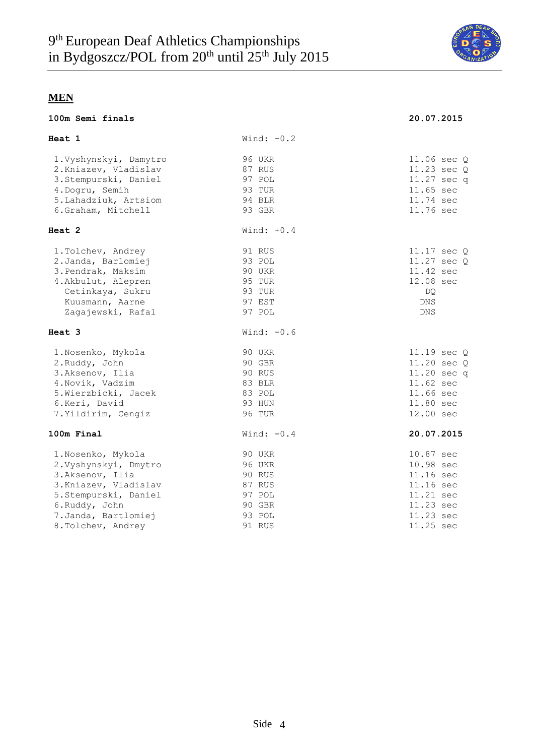# 9th European Deaf Athletics Championships in Bydgoszcz/POL from 20th until 25th July 2015

## MEN

**100m Semi finals** — **20.07.2015**

**Heat 1** — Wind: -0.2

| | | | |
|---|---|---|---|
| 1.Vyshynskyi, Damytro | 96 UKR | 11.06 sec | Q |
| 2.Kniazev, Vladislav | 87 RUS | 11.23 sec | Q |
| 3.Stempurski, Daniel | 97 POL | 11.27 sec | q |
| 4.Dogru, Semih | 93 TUR | 11.65 sec | |
| 5.Lahadziuk, Artsiom | 94 BLR | 11.74 sec | |
| 6.Graham, Mitchell | 93 GBR | 11.76 sec | |

**Heat 2** — Wind: +0.4

| | | | |
|---|---|---|---|
| 1.Tolchev, Andrey | 91 RUS | 11.17 sec | Q |
| 2.Janda, Barlomiej | 93 POL | 11.27 sec | Q |
| 3.Pendrak, Maksim | 90 UKR | 11.42 sec | |
| 4.Akbulut, Alepren | 95 TUR | 12.08 sec | |
| Cetinkaya, Sukru | 93 TUR | DQ | |
| Kuusmann, Aarne | 97 EST | DNS | |
| Zagajewski, Rafal | 97 POL | DNS | |

**Heat 3** — Wind: -0.6

| | | | |
|---|---|---|---|
| 1.Nosenko, Mykola | 90 UKR | 11.19 sec | Q |
| 2.Ruddy, John | 90 GBR | 11.20 sec | Q |
| 3.Aksenov, Ilia | 90 RUS | 11.20 sec | q |
| 4.Novik, Vadzim | 83 BLR | 11.62 sec | |
| 5.Wierzbicki, Jacek | 83 POL | 11.66 sec | |
| 6.Keri, David | 93 HUN | 11.80 sec | |
| 7.Yildirim, Cengiz | 96 TUR | 12.00 sec | |

**100m Final** — Wind: -0.4 — **20.07.2015**

| | | |
|---|---|---|
| 1.Nosenko, Mykola | 90 UKR | 10.87 sec |
| 2.Vyshynskyi, Dmytro | 96 UKR | 10.98 sec |
| 3.Aksenov, Ilia | 90 RUS | 11.16 sec |
| 3.Kniazev, Vladislav | 87 RUS | 11.16 sec |
| 5.Stempurski, Daniel | 97 POL | 11.21 sec |
| 6.Ruddy, John | 90 GBR | 11.23 sec |
| 7.Janda, Bartlomiej | 93 POL | 11.23 sec |
| 8.Tolchev, Andrey | 91 RUS | 11.25 sec |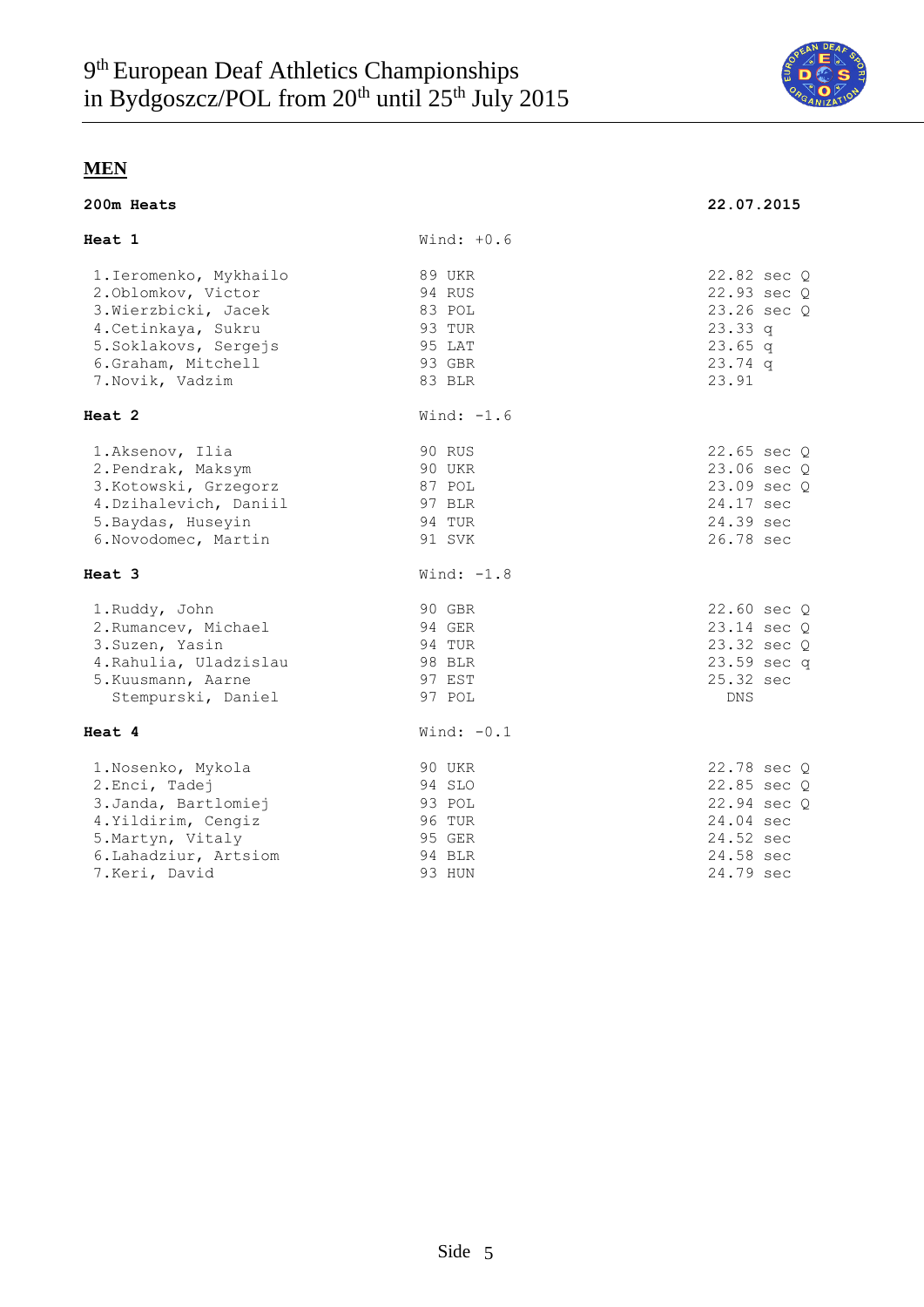## MEN

**200m Heats** — **22.07.2015**

**Heat 1** — Wind: +0.6

| Pos. | Name | Year | Country | Result |
|---|---|---|---|---|
| 1. | Ieromenko, Mykhailo | 89 | UKR | 22.82 sec Q |
| 2. | Oblomkov, Victor | 94 | RUS | 22.93 sec Q |
| 3. | Wierzbicki, Jacek | 83 | POL | 23.26 sec Q |
| 4. | Cetinkaya, Sukru | 93 | TUR | 23.33 q |
| 5. | Soklakovs, Sergejs | 95 | LAT | 23.65 q |
| 6. | Graham, Mitchell | 93 | GBR | 23.74 q |
| 7. | Novik, Vadzim | 83 | BLR | 23.91 |

**Heat 2** — Wind: -1.6

| Pos. | Name | Year | Country | Result |
|---|---|---|---|---|
| 1. | Aksenov, Ilia | 90 | RUS | 22.65 sec Q |
| 2. | Pendrak, Maksym | 90 | UKR | 23.06 sec Q |
| 3. | Kotowski, Grzegorz | 87 | POL | 23.09 sec Q |
| 4. | Dzihalevich, Daniil | 97 | BLR | 24.17 sec |
| 5. | Baydas, Huseyin | 94 | TUR | 24.39 sec |
| 6. | Novodomec, Martin | 91 | SVK | 26.78 sec |

**Heat 3** — Wind: -1.8

| Pos. | Name | Year | Country | Result |
|---|---|---|---|---|
| 1. | Ruddy, John | 90 | GBR | 22.60 sec Q |
| 2. | Rumancev, Michael | 94 | GER | 23.14 sec Q |
| 3. | Suzen, Yasin | 94 | TUR | 23.32 sec Q |
| 4. | Rahulia, Uladzislau | 98 | BLR | 23.59 sec q |
| 5. | Kuusmann, Aarne | 97 | EST | 25.32 sec |
| | Stempurski, Daniel | 97 | POL | DNS |

**Heat 4** — Wind: -0.1

| Pos. | Name | Year | Country | Result |
|---|---|---|---|---|
| 1. | Nosenko, Mykola | 90 | UKR | 22.78 sec Q |
| 2. | Enci, Tadej | 94 | SLO | 22.85 sec Q |
| 3. | Janda, Bartlomiej | 93 | POL | 22.94 sec Q |
| 4. | Yildirim, Cengiz | 96 | TUR | 24.04 sec |
| 5. | Martyn, Vitaly | 95 | GER | 24.52 sec |
| 6. | Lahadziur, Artsiom | 94 | BLR | 24.58 sec |
| 7. | Keri, David | 93 | HUN | 24.79 sec |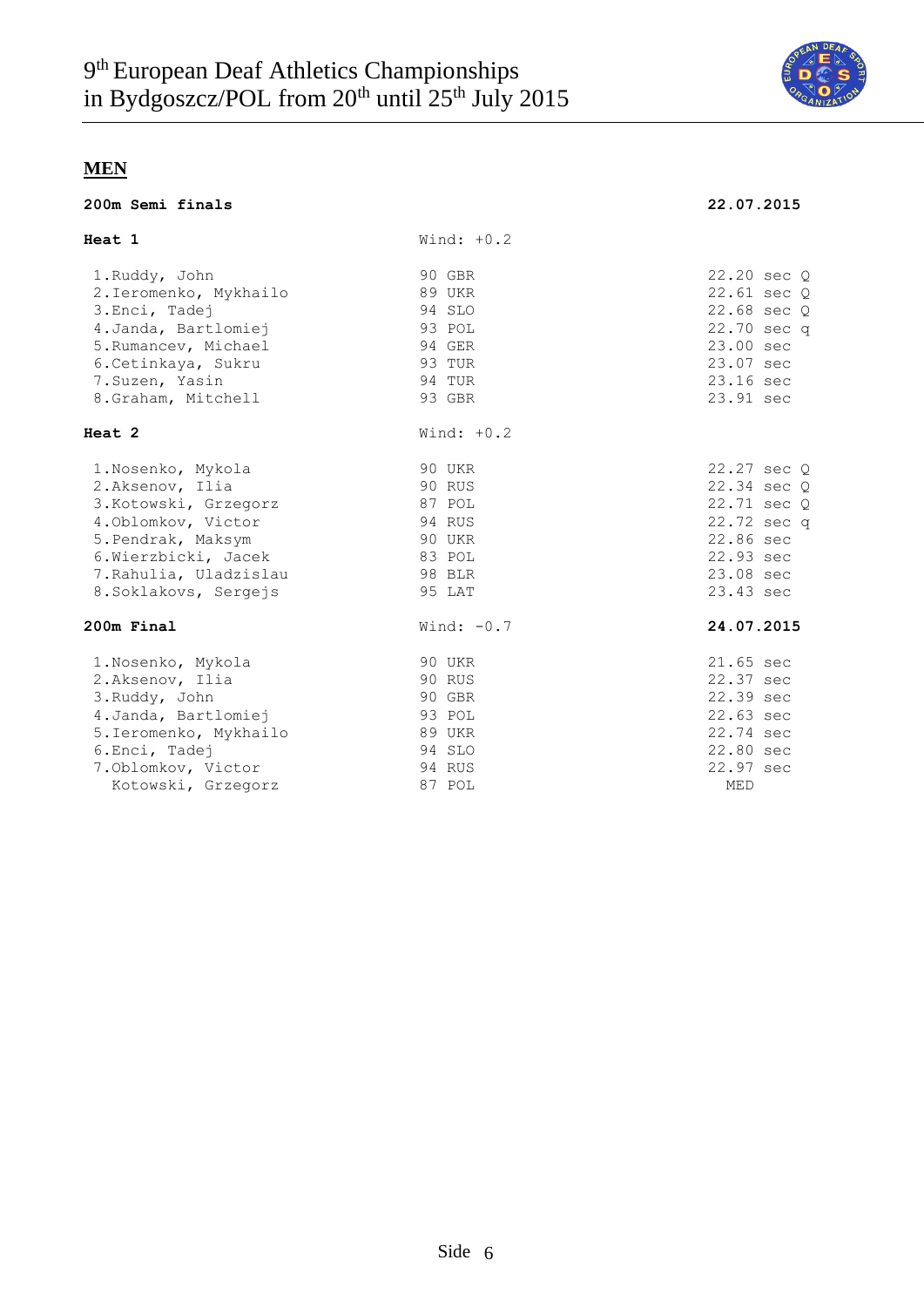# 9th European Deaf Athletics Championships in Bydgoszcz/POL from 20th until 25th July 2015

## MEN

### 200m Semi finals — 22.07.2015

**Heat 1** — Wind: +0.2

| Pos | Name | YOB | Nat | Result | Q |
|---|---|---|---|---|---|
| 1. | Ruddy, John | 90 | GBR | 22.20 sec | Q |
| 2. | Ieromenko, Mykhailo | 89 | UKR | 22.61 sec | Q |
| 3. | Enci, Tadej | 94 | SLO | 22.68 sec | Q |
| 4. | Janda, Bartlomiej | 93 | POL | 22.70 sec | q |
| 5. | Rumancev, Michael | 94 | GER | 23.00 sec | |
| 6. | Cetinkaya, Sukru | 93 | TUR | 23.07 sec | |
| 7. | Suzen, Yasin | 94 | TUR | 23.16 sec | |
| 8. | Graham, Mitchell | 93 | GBR | 23.91 sec | |

**Heat 2** — Wind: +0.2

| Pos | Name | YOB | Nat | Result | Q |
|---|---|---|---|---|---|
| 1. | Nosenko, Mykola | 90 | UKR | 22.27 sec | Q |
| 2. | Aksenov, Ilia | 90 | RUS | 22.34 sec | Q |
| 3. | Kotowski, Grzegorz | 87 | POL | 22.71 sec | Q |
| 4. | Oblomkov, Victor | 94 | RUS | 22.72 sec | q |
| 5. | Pendrak, Maksym | 90 | UKR | 22.86 sec | |
| 6. | Wierzbicki, Jacek | 83 | POL | 22.93 sec | |
| 7. | Rahulia, Uladzislau | 98 | BLR | 23.08 sec | |
| 8. | Soklakovs, Sergejs | 95 | LAT | 23.43 sec | |

### 200m Final — 24.07.2015

Wind: -0.7

| Pos | Name | YOB | Nat | Result |
|---|---|---|---|---|
| 1. | Nosenko, Mykola | 90 | UKR | 21.65 sec |
| 2. | Aksenov, Ilia | 90 | RUS | 22.37 sec |
| 3. | Ruddy, John | 90 | GBR | 22.39 sec |
| 4. | Janda, Bartlomiej | 93 | POL | 22.63 sec |
| 5. | Ieromenko, Mykhailo | 89 | UKR | 22.74 sec |
| 6. | Enci, Tadej | 94 | SLO | 22.80 sec |
| 7. | Oblomkov, Victor | 94 | RUS | 22.97 sec |
| | Kotowski, Grzegorz | 87 | POL | MED |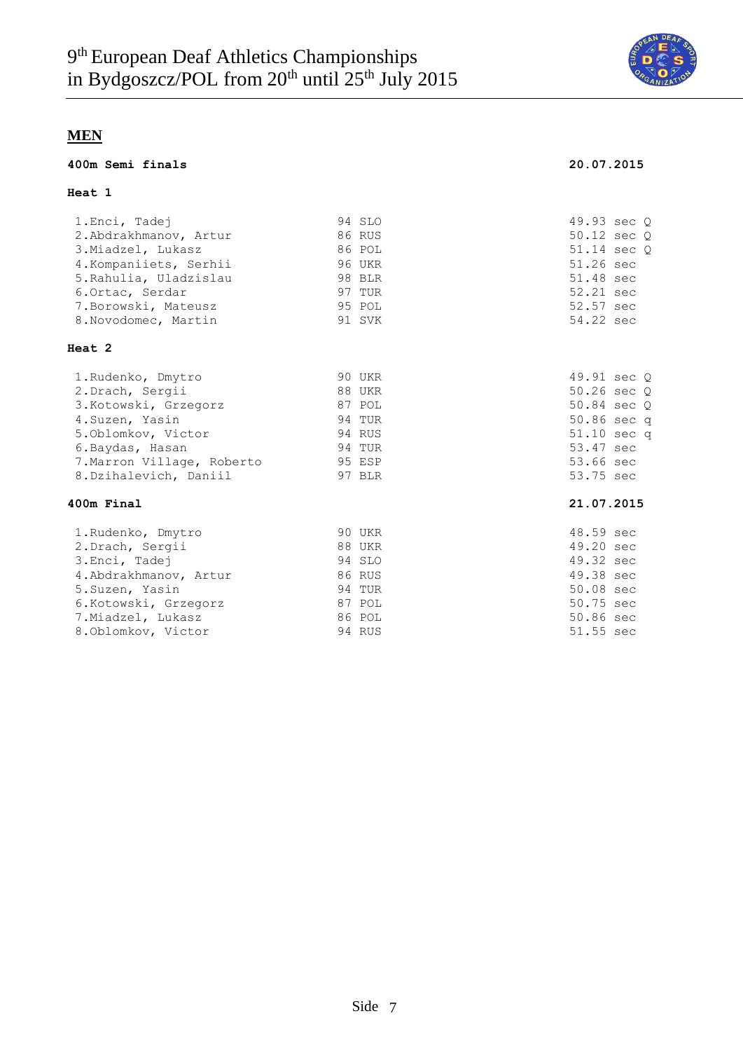## MEN

### 400m Semi finals — 20.07.2015

**Heat 1**

| Place | Name | Year | Country | Time |
|---|---|---|---|---|
| 1. | Enci, Tadej | 94 | SLO | 49.93 sec Q |
| 2. | Abdrakhmanov, Artur | 86 | RUS | 50.12 sec Q |
| 3. | Miadzel, Lukasz | 86 | POL | 51.14 sec Q |
| 4. | Kompaniiets, Serhii | 96 | UKR | 51.26 sec |
| 5. | Rahulia, Uladzislau | 98 | BLR | 51.48 sec |
| 6. | Ortac, Serdar | 97 | TUR | 52.21 sec |
| 7. | Borowski, Mateusz | 95 | POL | 52.57 sec |
| 8. | Novodomec, Martin | 91 | SVK | 54.22 sec |

**Heat 2**

| Place | Name | Year | Country | Time |
|---|---|---|---|---|
| 1. | Rudenko, Dmytro | 90 | UKR | 49.91 sec Q |
| 2. | Drach, Sergii | 88 | UKR | 50.26 sec Q |
| 3. | Kotowski, Grzegorz | 87 | POL | 50.84 sec Q |
| 4. | Suzen, Yasin | 94 | TUR | 50.86 sec q |
| 5. | Oblomkov, Victor | 94 | RUS | 51.10 sec q |
| 6. | Baydas, Hasan | 94 | TUR | 53.47 sec |
| 7. | Marron Village, Roberto | 95 | ESP | 53.66 sec |
| 8. | Dzihalevich, Daniil | 97 | BLR | 53.75 sec |

### 400m Final — 21.07.2015

| Place | Name | Year | Country | Time |
|---|---|---|---|---|
| 1. | Rudenko, Dmytro | 90 | UKR | 48.59 sec |
| 2. | Drach, Sergii | 88 | UKR | 49.20 sec |
| 3. | Enci, Tadej | 94 | SLO | 49.32 sec |
| 4. | Abdrakhmanov, Artur | 86 | RUS | 49.38 sec |
| 5. | Suzen, Yasin | 94 | TUR | 50.08 sec |
| 6. | Kotowski, Grzegorz | 87 | POL | 50.75 sec |
| 7. | Miadzel, Lukasz | 86 | POL | 50.86 sec |
| 8. | Oblomkov, Victor | 94 | RUS | 51.55 sec |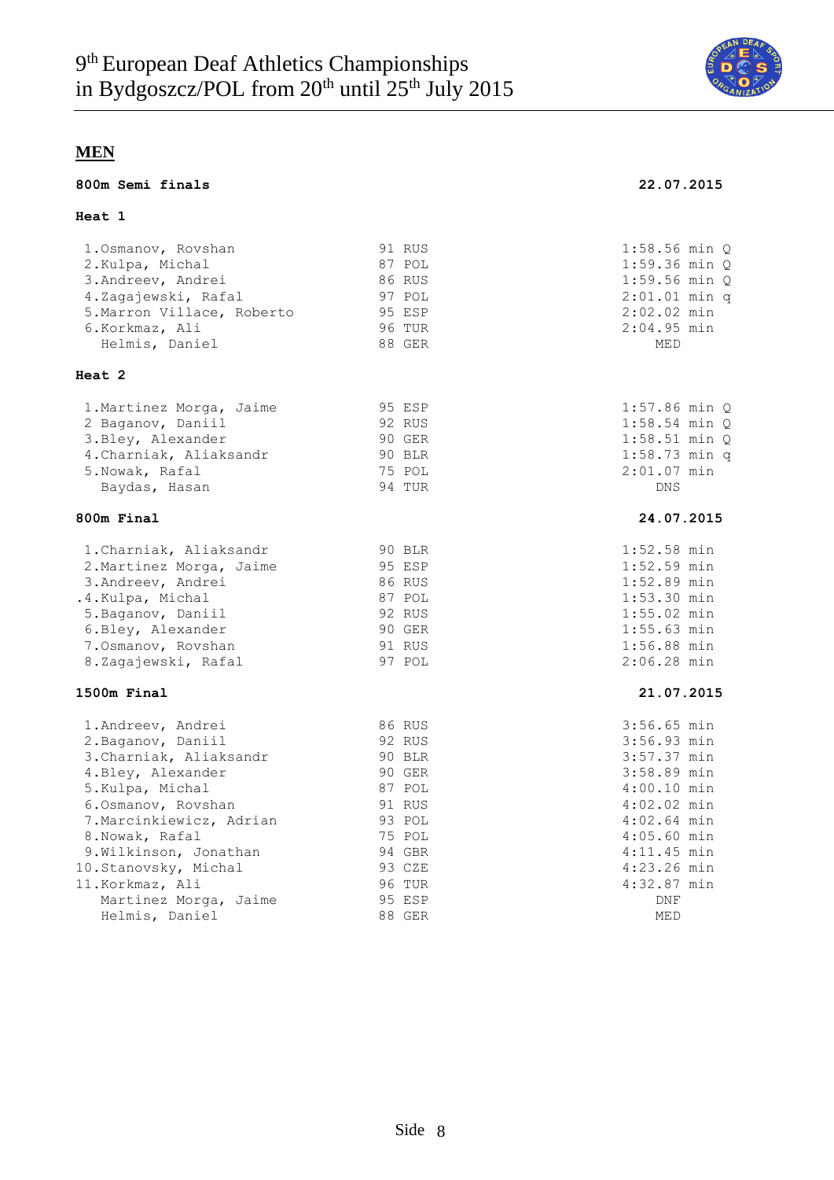# 9th European Deaf Athletics Championships in Bydgoszcz/POL from 20th until 25th July 2015

## MEN

### 800m Semi finals — 22.07.2015

**Heat 1**

| Rank | Name | Year | Nation | Result |
|---|---|---|---|---|
| 1. | Osmanov, Rovshan | 91 | RUS | 1:58.56 min Q |
| 2. | Kulpa, Michal | 87 | POL | 1:59.36 min Q |
| 3. | Andreev, Andrei | 86 | RUS | 1:59.56 min Q |
| 4. | Zagajewski, Rafal | 97 | POL | 2:01.01 min q |
| 5. | Marron Villace, Roberto | 95 | ESP | 2:02.02 min |
| 6. | Korkmaz, Ali | 96 | TUR | 2:04.95 min |
| | Helmis, Daniel | 88 | GER | MED |

**Heat 2**

| Rank | Name | Year | Nation | Result |
|---|---|---|---|---|
| 1. | Martinez Morga, Jaime | 95 | ESP | 1:57.86 min Q |
| 2 | Baganov, Daniil | 92 | RUS | 1:58.54 min Q |
| 3. | Bley, Alexander | 90 | GER | 1:58.51 min Q |
| 4. | Charniak, Aliaksandr | 90 | BLR | 1:58.73 min q |
| 5. | Nowak, Rafal | 75 | POL | 2:01.07 min |
| | Baydas, Hasan | 94 | TUR | DNS |

### 800m Final — 24.07.2015

| Rank | Name | Year | Nation | Result |
|---|---|---|---|---|
| 1. | Charniak, Aliaksandr | 90 | BLR | 1:52.58 min |
| 2. | Martinez Morga, Jaime | 95 | ESP | 1:52.59 min |
| 3. | Andreev, Andrei | 86 | RUS | 1:52.89 min |
| .4. | Kulpa, Michal | 87 | POL | 1:53.30 min |
| 5. | Baganov, Daniil | 92 | RUS | 1:55.02 min |
| 6. | Bley, Alexander | 90 | GER | 1:55.63 min |
| 7. | Osmanov, Rovshan | 91 | RUS | 1:56.88 min |
| 8. | Zagajewski, Rafal | 97 | POL | 2:06.28 min |

### 1500m Final — 21.07.2015

| Rank | Name | Year | Nation | Result |
|---|---|---|---|---|
| 1. | Andreev, Andrei | 86 | RUS | 3:56.65 min |
| 2. | Baganov, Daniil | 92 | RUS | 3:56.93 min |
| 3. | Charniak, Aliaksandr | 90 | BLR | 3:57.37 min |
| 4. | Bley, Alexander | 90 | GER | 3:58.89 min |
| 5. | Kulpa, Michal | 87 | POL | 4:00.10 min |
| 6. | Osmanov, Rovshan | 91 | RUS | 4:02.02 min |
| 7. | Marcinkiewicz, Adrian | 93 | POL | 4:02.64 min |
| 8. | Nowak, Rafal | 75 | POL | 4:05.60 min |
| 9. | Wilkinson, Jonathan | 94 | GBR | 4:11.45 min |
| 10. | Stanovsky, Michal | 93 | CZE | 4:23.26 min |
| 11. | Korkmaz, Ali | 96 | TUR | 4:32.87 min |
| | Martinez Morga, Jaime | 95 | ESP | DNF |
| | Helmis, Daniel | 88 | GER | MED |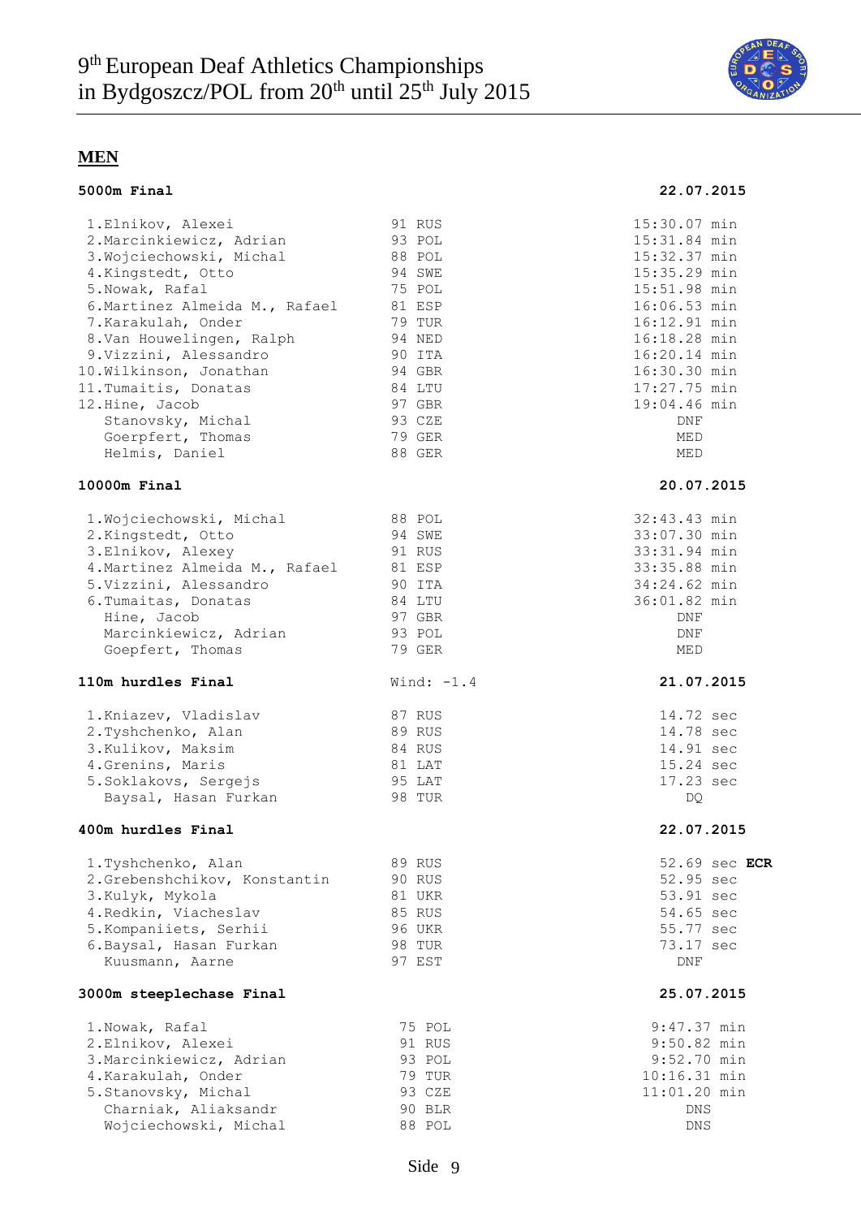# 9th European Deaf Athletics Championships in Bydgoszcz/POL from 20th until 25th July 2015

## MEN

### 5000m Final — 22.07.2015

| Place | Name | Year | Nation | Result |
|---|---|---|---|---|
| 1. | Elnikov, Alexei | 91 | RUS | 15:30.07 min |
| 2. | Marcinkiewicz, Adrian | 93 | POL | 15:31.84 min |
| 3. | Wojciechowski, Michal | 88 | POL | 15:32.37 min |
| 4. | Kingstedt, Otto | 94 | SWE | 15:35.29 min |
| 5. | Nowak, Rafal | 75 | POL | 15:51.98 min |
| 6. | Martinez Almeida M., Rafael | 81 | ESP | 16:06.53 min |
| 7. | Karakulah, Onder | 79 | TUR | 16:12.91 min |
| 8. | Van Houwelingen, Ralph | 94 | NED | 16:18.28 min |
| 9. | Vizzini, Alessandro | 90 | ITA | 16:20.14 min |
| 10. | Wilkinson, Jonathan | 94 | GBR | 16:30.30 min |
| 11. | Tumaitis, Donatas | 84 | LTU | 17:27.75 min |
| 12. | Hine, Jacob | 97 | GBR | 19:04.46 min |
| | Stanovsky, Michal | 93 | CZE | DNF |
| | Goerpfert, Thomas | 79 | GER | MED |
| | Helmis, Daniel | 88 | GER | MED |

### 10000m Final — 20.07.2015

| Place | Name | Year | Nation | Result |
|---|---|---|---|---|
| 1. | Wojciechowski, Michal | 88 | POL | 32:43.43 min |
| 2. | Kingstedt, Otto | 94 | SWE | 33:07.30 min |
| 3. | Elnikov, Alexey | 91 | RUS | 33:31.94 min |
| 4. | Martinez Almeida M., Rafael | 81 | ESP | 33:35.88 min |
| 5. | Vizzini, Alessandro | 90 | ITA | 34:24.62 min |
| 6. | Tumaitas, Donatas | 84 | LTU | 36:01.82 min |
| | Hine, Jacob | 97 | GBR | DNF |
| | Marcinkiewicz, Adrian | 93 | POL | DNF |
| | Goepfert, Thomas | 79 | GER | MED |

### 110m hurdles Final — Wind: -1.4 — 21.07.2015

| Place | Name | Year | Nation | Result |
|---|---|---|---|---|
| 1. | Kniazev, Vladislav | 87 | RUS | 14.72 sec |
| 2. | Tyshchenko, Alan | 89 | RUS | 14.78 sec |
| 3. | Kulikov, Maksim | 84 | RUS | 14.91 sec |
| 4. | Grenins, Maris | 81 | LAT | 15.24 sec |
| 5. | Soklakovs, Sergejs | 95 | LAT | 17.23 sec |
| | Baysal, Hasan Furkan | 98 | TUR | DQ |

### 400m hurdles Final — 22.07.2015

| Place | Name | Year | Nation | Result |
|---|---|---|---|---|
| 1. | Tyshchenko, Alan | 89 | RUS | 52.69 sec **ECR** |
| 2. | Grebenshchikov, Konstantin | 90 | RUS | 52.95 sec |
| 3. | Kulyk, Mykola | 81 | UKR | 53.91 sec |
| 4. | Redkin, Viacheslav | 85 | RUS | 54.65 sec |
| 5. | Kompaniiets, Serhii | 96 | UKR | 55.77 sec |
| 6. | Baysal, Hasan Furkan | 98 | TUR | 73.17 sec |
| | Kuusmann, Aarne | 97 | EST | DNF |

### 3000m steeplechase Final — 25.07.2015

| Place | Name | Year | Nation | Result |
|---|---|---|---|---|
| 1. | Nowak, Rafal | 75 | POL | 9:47.37 min |
| 2. | Elnikov, Alexei | 91 | RUS | 9:50.82 min |
| 3. | Marcinkiewicz, Adrian | 93 | POL | 9:52.70 min |
| 4. | Karakulah, Onder | 79 | TUR | 10:16.31 min |
| 5. | Stanovsky, Michal | 93 | CZE | 11:01.20 min |
| | Charniak, Aliaksandr | 90 | BLR | DNS |
| | Wojciechowski, Michal | 88 | POL | DNS |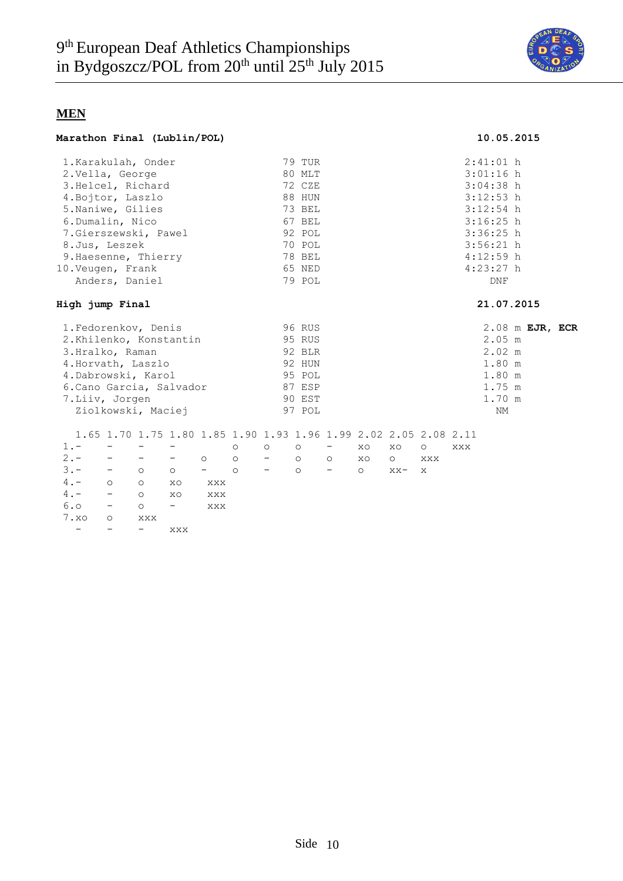## MEN

### Marathon Final (Lublin/POL) — 10.05.2015

| Pos. | Name | Year | Nat. | Result |
|---|---|---|---|---|
| 1. | Karakulah, Onder | 79 | TUR | 2:41:01 h |
| 2. | Vella, George | 80 | MLT | 3:01:16 h |
| 3. | Helcel, Richard | 72 | CZE | 3:04:38 h |
| 4. | Bojtor, Laszlo | 88 | HUN | 3:12:53 h |
| 5. | Naniwe, Gilies | 73 | BEL | 3:12:54 h |
| 6. | Dumalin, Nico | 67 | BEL | 3:16:25 h |
| 7. | Gierszewski, Pawel | 92 | POL | 3:36:25 h |
| 8. | Jus, Leszek | 70 | POL | 3:56:21 h |
| 9. | Haesenne, Thierry | 78 | BEL | 4:12:59 h |
| 10. | Veugen, Frank | 65 | NED | 4:23:27 h |
| | Anders, Daniel | 79 | POL | DNF |

### High jump Final — 21.07.2015

| Pos. | Name | Year | Nat. | Result |
|---|---|---|---|---|
| 1. | Fedorenkov, Denis | 96 | RUS | 2.08 m **EJR, ECR** |
| 2. | Khilenko, Konstantin | 95 | RUS | 2.05 m |
| 3. | Hralko, Raman | 92 | BLR | 2.02 m |
| 4. | Horvath, Laszlo | 92 | HUN | 1.80 m |
| 4. | Dabrowski, Karol | 95 | POL | 1.80 m |
| 6. | Cano Garcia, Salvador | 87 | ESP | 1.75 m |
| 7. | Liiv, Jorgen | 90 | EST | 1.70 m |
| | Ziolkowski, Maciej | 97 | POL | NM |

| Pos. | 1.65 | 1.70 | 1.75 | 1.80 | 1.85 | 1.90 | 1.93 | 1.96 | 1.99 | 2.02 | 2.05 | 2.08 | 2.11 |
|---|---|---|---|---|---|---|---|---|---|---|---|---|---|
| 1. | - | - | - | - | | o | o | o | - | xo | xo | o | xxx |
| 2. | - | - | - | - | o | o | - | o | o | xo | o | xxx | |
| 3. | - | - | o | o | - | o | - | o | - | o | xx- | x | |
| 4. | - | o | o | xo | xxx | | | | | | | | |
| 4. | - | - | o | xo | xxx | | | | | | | | |
| 6. | o | - | o | - | xxx | | | | | | | | |
| 7. | xo | o | xxx | | | | | | | | | | |
| | - | - | - | xxx | | | | | | | | | |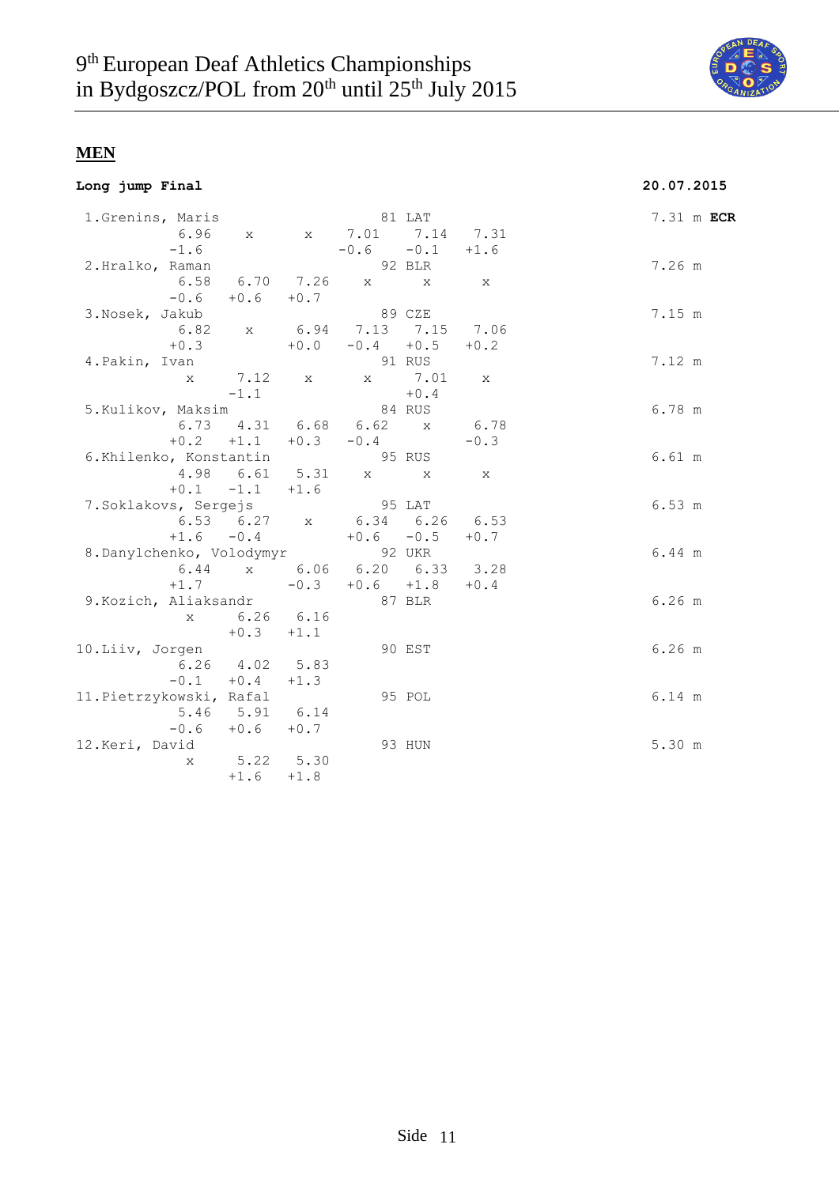## MEN

**Long jump Final** — **20.07.2015**

| Rank | Name | YOB | Nat | 1 | 2 | 3 | 4 | 5 | 6 | Result |
|---|---|---|---|---|---|---|---|---|---|---|
| 1. | Grenins, Maris | 81 | LAT | 6.96 (-1.6) | x | x | 7.01 (-0.6) | 7.14 (-0.1) | 7.31 (+1.6) | 7.31 m **ECR** |
| 2. | Hralko, Raman | 92 | BLR | 6.58 (-0.6) | 6.70 (+0.6) | 7.26 (+0.7) | x | x | x | 7.26 m |
| 3. | Nosek, Jakub | 89 | CZE | 6.82 (+0.3) | x | 6.94 (+0.0) | 7.13 (-0.4) | 7.15 (+0.5) | 7.06 (+0.2) | 7.15 m |
| 4. | Pakin, Ivan | 91 | RUS | x | 7.12 (-1.1) | x | x | 7.01 (+0.4) | x | 7.12 m |
| 5. | Kulikov, Maksim | 84 | RUS | 6.73 (+0.2) | 4.31 (+1.1) | 6.68 (+0.3) | 6.62 (-0.4) | x | 6.78 (-0.3) | 6.78 m |
| 6. | Khilenko, Konstantin | 95 | RUS | 4.98 (+0.1) | 6.61 (-1.1) | 5.31 (+1.6) | x | x | x | 6.61 m |
| 7. | Soklakovs, Sergejs | 95 | LAT | 6.53 (+1.6) | 6.27 (-0.4) | x | 6.34 (+0.6) | 6.26 (-0.5) | 6.53 (+0.7) | 6.53 m |
| 8. | Danylchenko, Volodymyr | 92 | UKR | 6.44 (+1.7) | x | 6.06 (-0.3) | 6.20 (+0.6) | 6.33 (+1.8) | 3.28 (+0.4) | 6.44 m |
| 9. | Kozich, Aliaksandr | 87 | BLR | x | 6.26 (+0.3) | 6.16 (+1.1) | | | | 6.26 m |
| 10. | Liiv, Jorgen | 90 | EST | 6.26 (-0.1) | 4.02 (+0.4) | 5.83 (+1.3) | | | | 6.26 m |
| 11. | Pietrzykowski, Rafal | 95 | POL | 5.46 (-0.6) | 5.91 (+0.6) | 6.14 (+0.7) | | | | 6.14 m |
| 12. | Keri, David | 93 | HUN | x | 5.22 (+1.6) | 5.30 (+1.8) | | | | 5.30 m |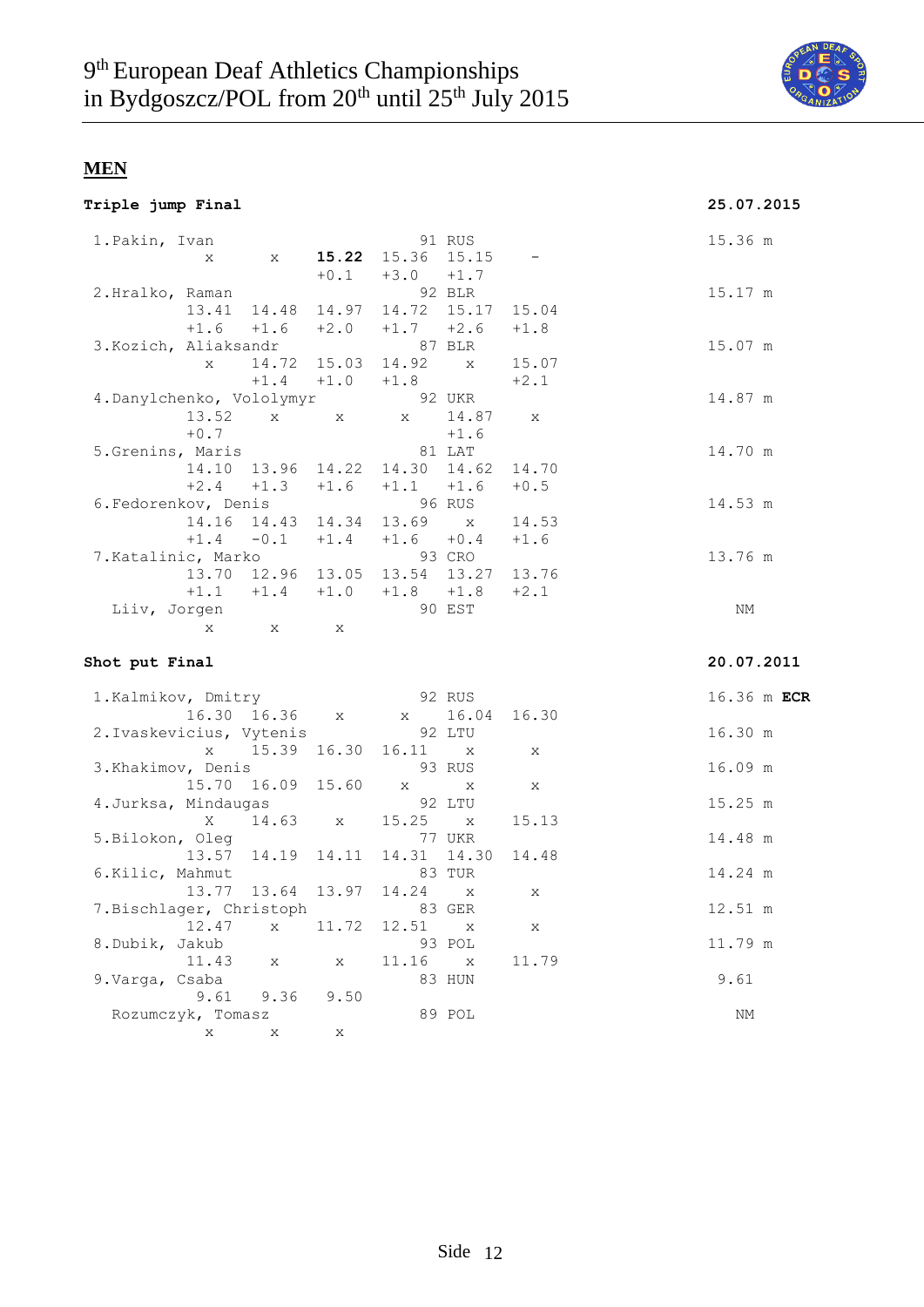## MEN

### Triple jump Final

**25.07.2015**

| Place | Name | Year | Nat | 1 | 2 | 3 | 4 | 5 | 6 | Result |
|---|---|---|---|---|---|---|---|---|---|---|
| 1. | Pakin, Ivan | 91 | RUS | x | x | **15.22** | 15.36 | 15.15 | - | 15.36 m |
| | | | | | | +0.1 | +3.0 | +1.7 | | |
| 2. | Hralko, Raman | 92 | BLR | 13.41 | 14.48 | 14.97 | 14.72 | 15.17 | 15.04 | 15.17 m |
| | | | | +1.6 | +1.6 | +2.0 | +1.7 | +2.6 | +1.8 | |
| 3. | Kozich, Aliaksandr | 87 | BLR | x | 14.72 | 15.03 | 14.92 | x | 15.07 | 15.07 m |
| | | | | | +1.4 | +1.0 | +1.8 | | +2.1 | |
| 4. | Danylchenko, Vololymyr | 92 | UKR | 13.52 | x | x | x | 14.87 | x | 14.87 m |
| | | | | +0.7 | | | | +1.6 | | |
| 5. | Grenins, Maris | 81 | LAT | 14.10 | 13.96 | 14.22 | 14.30 | 14.62 | 14.70 | 14.70 m |
| | | | | +2.4 | +1.3 | +1.6 | +1.1 | +1.6 | +0.5 | |
| 6. | Fedorenkov, Denis | 96 | RUS | 14.16 | 14.43 | 14.34 | 13.69 | x | 14.53 | 14.53 m |
| | | | | +1.4 | -0.1 | +1.4 | +1.6 | +0.4 | +1.6 | |
| 7. | Katalinic, Marko | 93 | CRO | 13.70 | 12.96 | 13.05 | 13.54 | 13.27 | 13.76 | 13.76 m |
| | | | | +1.1 | +1.4 | +1.0 | +1.8 | +1.8 | +2.1 | |
| | Liiv, Jorgen | 90 | EST | x | x | x | | | | NM |

### Shot put Final

**20.07.2011**

| Place | Name | Year | Nat | 1 | 2 | 3 | 4 | 5 | 6 | Result |
|---|---|---|---|---|---|---|---|---|---|---|
| 1. | Kalmikov, Dmitry | 92 | RUS | 16.30 | 16.36 | x | x | 16.04 | 16.30 | 16.36 m **ECR** |
| 2. | Ivaskevicius, Vytenis | 92 | LTU | x | 15.39 | 16.30 | 16.11 | x | x | 16.30 m |
| 3. | Khakimov, Denis | 93 | RUS | 15.70 | 16.09 | 15.60 | x | x | x | 16.09 m |
| 4. | Jurksa, Mindaugas | 92 | LTU | X | 14.63 | x | 15.25 | x | 15.13 | 15.25 m |
| 5. | Bilokon, Oleg | 77 | UKR | 13.57 | 14.19 | 14.11 | 14.31 | 14.30 | 14.48 | 14.48 m |
| 6. | Kilic, Mahmut | 83 | TUR | 13.77 | 13.64 | 13.97 | 14.24 | x | x | 14.24 m |
| 7. | Bischlager, Christoph | 83 | GER | 12.47 | x | 11.72 | 12.51 | x | x | 12.51 m |
| 8. | Dubik, Jakub | 93 | POL | 11.43 | x | x | 11.16 | x | 11.79 | 11.79 m |
| 9. | Varga, Csaba | 83 | HUN | 9.61 | 9.36 | 9.50 | | | | 9.61 |
| | Rozumczyk, Tomasz | 89 | POL | x | x | x | | | | NM |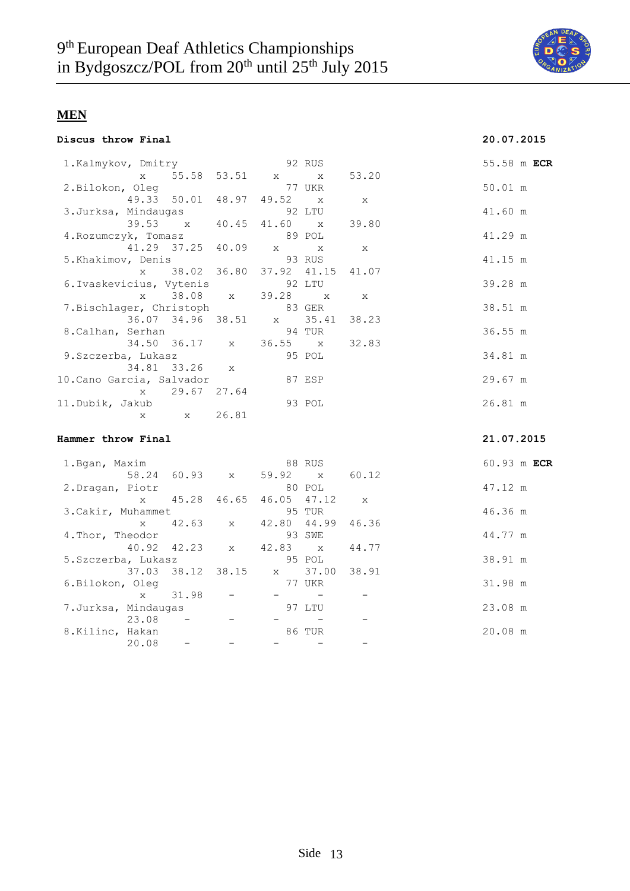# 9th European Deaf Athletics Championships in Bydgoszcz/POL from 20th until 25th July 2015

## MEN

### Discus throw Final — 20.07.2015

| Rank | Name | Year | Nat | 1 | 2 | 3 | 4 | 5 | 6 | Result |
|---|---|---|---|---|---|---|---|---|---|---|
| 1. | Kalmykov, Dmitry | 92 | RUS | x | 55.58 | 53.51 | x | x | 53.20 | 55.58 m **ECR** |
| 2. | Bilokon, Oleg | 77 | UKR | 49.33 | 50.01 | 48.97 | 49.52 | x | x | 50.01 m |
| 3. | Jurksa, Mindaugas | 92 | LTU | 39.53 | x | 40.45 | 41.60 | x | 39.80 | 41.60 m |
| 4. | Rozumczyk, Tomasz | 89 | POL | 41.29 | 37.25 | 40.09 | x | x | x | 41.29 m |
| 5. | Khakimov, Denis | 93 | RUS | x | 38.02 | 36.80 | 37.92 | 41.15 | 41.07 | 41.15 m |
| 6. | Ivaskevicius, Vytenis | 92 | LTU | x | 38.08 | x | 39.28 | x | x | 39.28 m |
| 7. | Bischlager, Christoph | 83 | GER | 36.07 | 34.96 | 38.51 | x | 35.41 | 38.23 | 38.51 m |
| 8. | Calhan, Serhan | 94 | TUR | 34.50 | 36.17 | x | 36.55 | x | 32.83 | 36.55 m |
| 9. | Szczerba, Lukasz | 95 | POL | 34.81 | 33.26 | x | | | | 34.81 m |
| 10. | Cano Garcia, Salvador | 87 | ESP | x | 29.67 | 27.64 | | | | 29.67 m |
| 11. | Dubik, Jakub | 93 | POL | x | x | 26.81 | | | | 26.81 m |

### Hammer throw Final — 21.07.2015

| Rank | Name | Year | Nat | 1 | 2 | 3 | 4 | 5 | 6 | Result |
|---|---|---|---|---|---|---|---|---|---|---|
| 1. | Bgan, Maxim | 88 | RUS | 58.24 | 60.93 | x | 59.92 | x | 60.12 | 60.93 m **ECR** |
| 2. | Dragan, Piotr | 80 | POL | x | 45.28 | 46.65 | 46.05 | 47.12 | x | 47.12 m |
| 3. | Cakir, Muhammet | 95 | TUR | x | 42.63 | x | 42.80 | 44.99 | 46.36 | 46.36 m |
| 4. | Thor, Theodor | 93 | SWE | 40.92 | 42.23 | x | 42.83 | x | 44.77 | 44.77 m |
| 5. | Szczerba, Lukasz | 95 | POL | 37.03 | 38.12 | 38.15 | x | 37.00 | 38.91 | 38.91 m |
| 6. | Bilokon, Oleg | 77 | UKR | x | 31.98 | - | - | - | - | 31.98 m |
| 7. | Jurksa, Mindaugas | 97 | LTU | 23.08 | - | - | - | - | - | 23.08 m |
| 8. | Kilinc, Hakan | 86 | TUR | 20.08 | - | - | - | - | - | 20.08 m |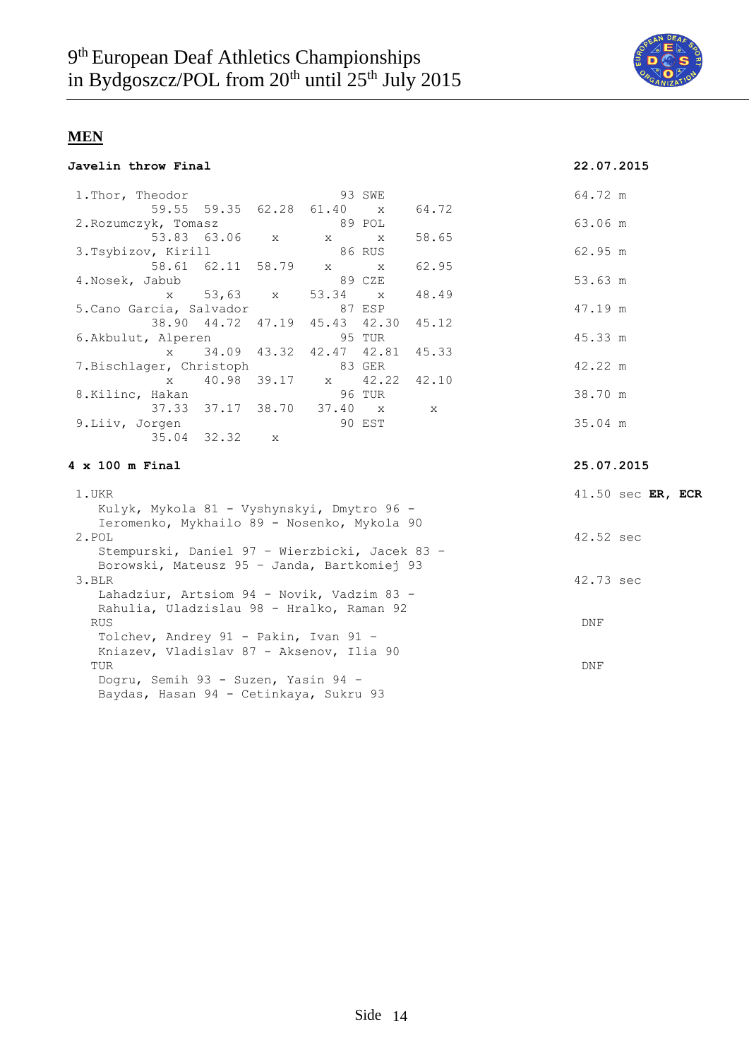## MEN

### Javelin throw Final

**22.07.2015**

| Place | Name | Born | Nation | 1 | 2 | 3 | 4 | 5 | 6 | Result |
|---|---|---|---|---|---|---|---|---|---|---|
| 1. | Thor, Theodor | 93 | SWE | 59.55 | 59.35 | 62.28 | 61.40 | x | 64.72 | 64.72 m |
| 2. | Rozumczyk, Tomasz | 89 | POL | 53.83 | 63.06 | x | x | x | 58.65 | 63.06 m |
| 3. | Tsybizov, Kirill | 86 | RUS | 58.61 | 62.11 | 58.79 | x | x | 62.95 | 62.95 m |
| 4. | Nosek, Jabub | 89 | CZE | x | 53,63 | x | 53.34 | x | 48.49 | 53.63 m |
| 5. | Cano Garcia, Salvador | 87 | ESP | 38.90 | 44.72 | 47.19 | 45.43 | 42.30 | 45.12 | 47.19 m |
| 6. | Akbulut, Alperen | 95 | TUR | x | 34.09 | 43.32 | 42.47 | 42.81 | 45.33 | 45.33 m |
| 7. | Bischlager, Christoph | 83 | GER | x | 40.98 | 39.17 | x | 42.22 | 42.10 | 42.22 m |
| 8. | Kilinc, Hakan | 96 | TUR | 37.33 | 37.17 | 38.70 | 37.40 | x | x | 38.70 m |
| 9. | Liiv, Jorgen | 90 | EST | 35.04 | 32.32 | x | | | | 35.04 m |

### 4 x 100 m Final

**25.07.2015**

| Place | Team | Result |
|---|---|---|
| 1. | UKR<br>Kulyk, Mykola 81 - Vyshynskyi, Dmytro 96 - Ieromenko, Mykhailo 89 - Nosenko, Mykola 90 | 41.50 sec **ER, ECR** |
| 2. | POL<br>Stempurski, Daniel 97 – Wierzbicki, Jacek 83 – Borowski, Mateusz 95 – Janda, Bartkomiej 93 | 42.52 sec |
| 3. | BLR<br>Lahadziur, Artsiom 94 - Novik, Vadzim 83 - Rahulia, Uladzislau 98 - Hralko, Raman 92 | 42.73 sec |
| | RUS<br>Tolchev, Andrey 91 - Pakin, Ivan 91 – Kniazev, Vladislav 87 - Aksenov, Ilia 90 | DNF |
| | TUR<br>Dogru, Semih 93 - Suzen, Yasin 94 – Baydas, Hasan 94 - Cetinkaya, Sukru 93 | DNF |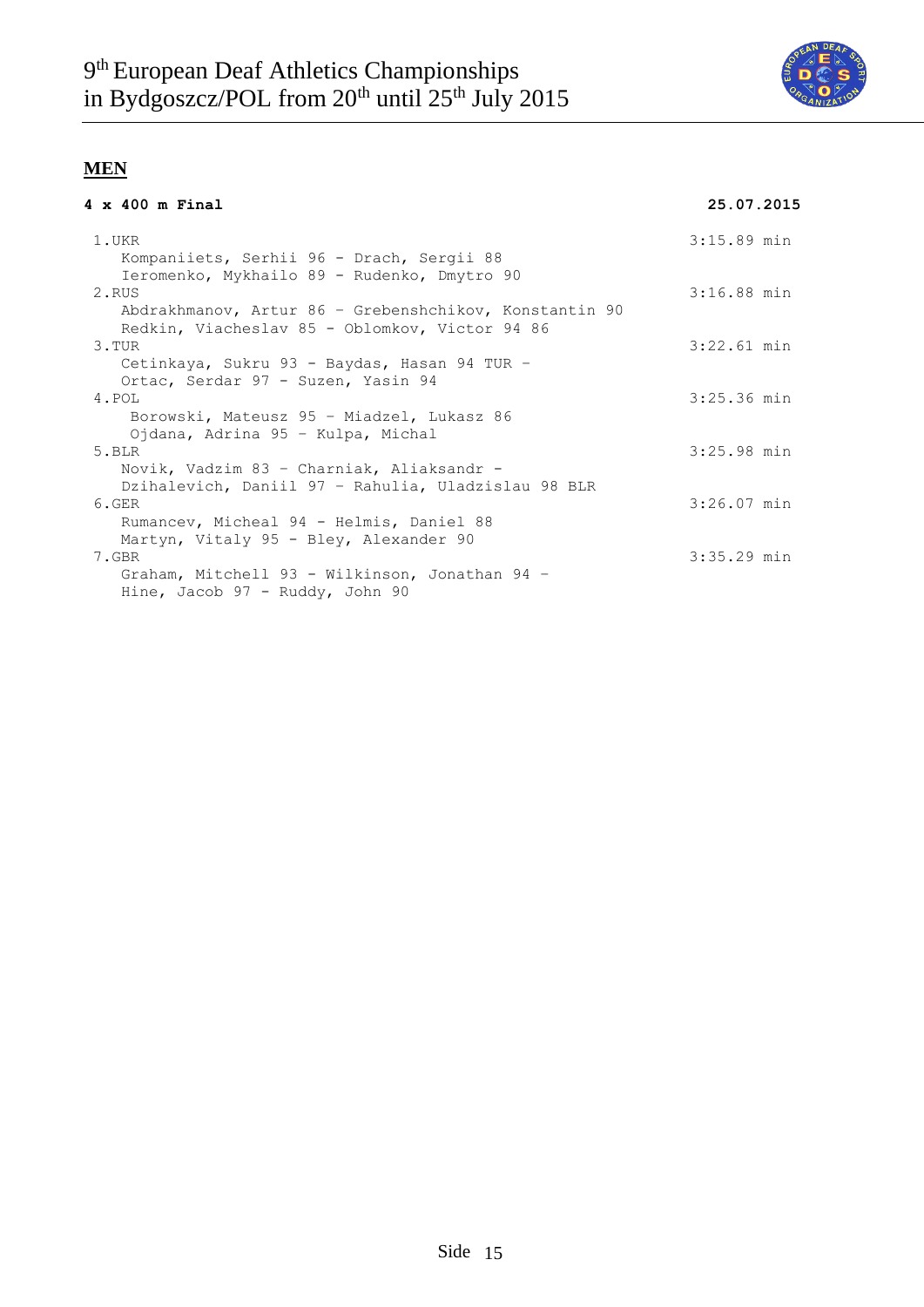## MEN

**4 x 400 m Final** **25.07.2015**

1.UKR 3:15.89 min
Kompaniiets, Serhii 96 - Drach, Sergii 88
Ieromenko, Mykhailo 89 - Rudenko, Dmytro 90

2.RUS 3:16.88 min
Abdrakhmanov, Artur 86 – Grebenshchikov, Konstantin 90
Redkin, Viacheslav 85 - Oblomkov, Victor 94 86

3.TUR 3:22.61 min
Cetinkaya, Sukru 93 - Baydas, Hasan 94 TUR –
Ortac, Serdar 97 - Suzen, Yasin 94

4.POL 3:25.36 min
Borowski, Mateusz 95 – Miadzel, Lukasz 86
Ojdana, Adrina 95 – Kulpa, Michal

5.BLR 3:25.98 min
Novik, Vadzim 83 – Charniak, Aliaksandr -
Dzihalevich, Daniil 97 – Rahulia, Uladzislau 98 BLR

6.GER 3:26.07 min
Rumancev, Micheal 94 - Helmis, Daniel 88
Martyn, Vitaly 95 - Bley, Alexander 90

7.GBR 3:35.29 min
Graham, Mitchell 93 - Wilkinson, Jonathan 94 –
Hine, Jacob 97 - Ruddy, John 90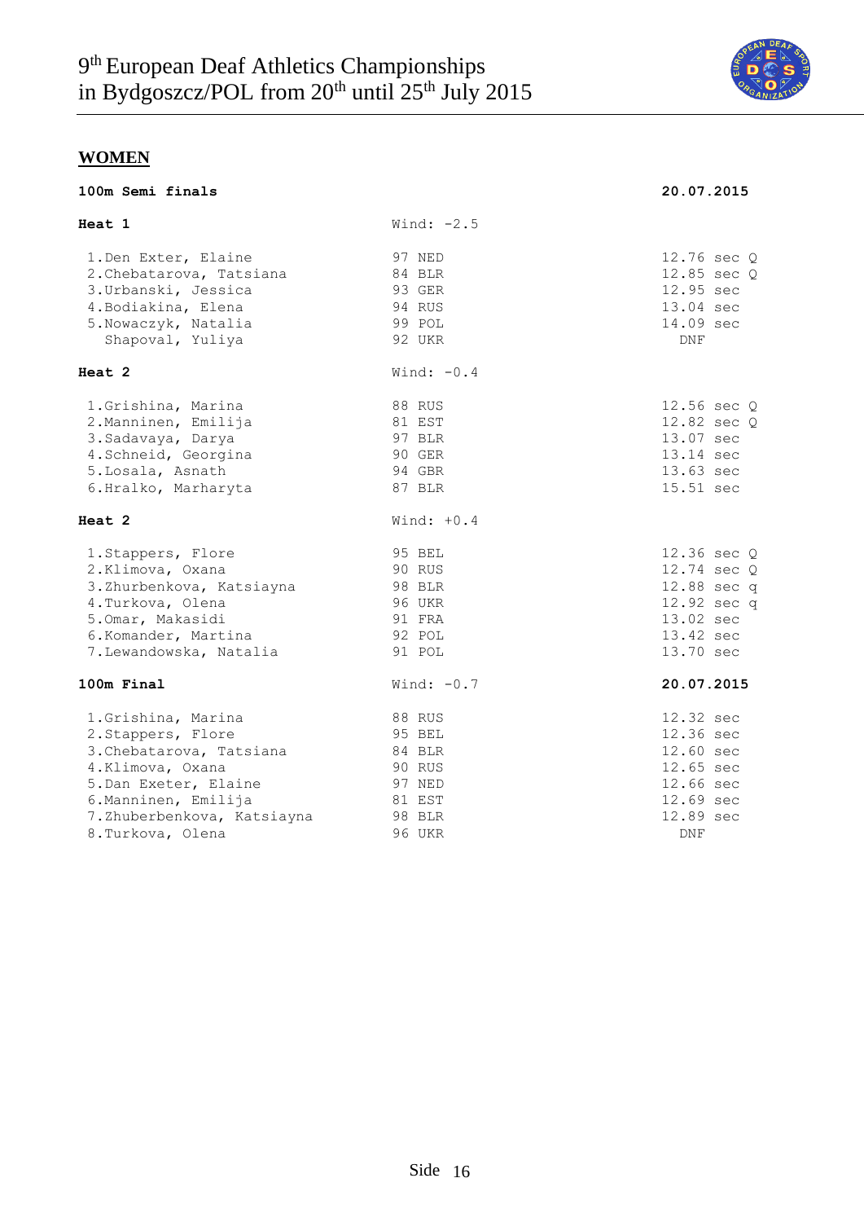## WOMEN

### 100m Semi finals — 20.07.2015

**Heat 1** — Wind: -2.5

| | Name | Year | Nation | Result |
|---|---|---|---|---|
| 1. | Den Exter, Elaine | 97 | NED | 12.76 sec Q |
| 2. | Chebatarova, Tatsiana | 84 | BLR | 12.85 sec Q |
| 3. | Urbanski, Jessica | 93 | GER | 12.95 sec |
| 4. | Bodiakina, Elena | 94 | RUS | 13.04 sec |
| 5. | Nowaczyk, Natalia | 99 | POL | 14.09 sec |
| | Shapoval, Yuliya | 92 | UKR | DNF |

**Heat 2** — Wind: -0.4

| | Name | Year | Nation | Result |
|---|---|---|---|---|
| 1. | Grishina, Marina | 88 | RUS | 12.56 sec Q |
| 2. | Manninen, Emilija | 81 | EST | 12.82 sec Q |
| 3. | Sadavaya, Darya | 97 | BLR | 13.07 sec |
| 4. | Schneid, Georgina | 90 | GER | 13.14 sec |
| 5. | Losala, Asnath | 94 | GBR | 13.63 sec |
| 6. | Hralko, Marharyta | 87 | BLR | 15.51 sec |

**Heat 2** — Wind: +0.4

| | Name | Year | Nation | Result |
|---|---|---|---|---|
| 1. | Stappers, Flore | 95 | BEL | 12.36 sec Q |
| 2. | Klimova, Oxana | 90 | RUS | 12.74 sec Q |
| 3. | Zhurbenkova, Katsiayna | 98 | BLR | 12.88 sec q |
| 4. | Turkova, Olena | 96 | UKR | 12.92 sec q |
| 5. | Omar, Makasidi | 91 | FRA | 13.02 sec |
| 6. | Komander, Martina | 92 | POL | 13.42 sec |
| 7. | Lewandowska, Natalia | 91 | POL | 13.70 sec |

### 100m Final — Wind: -0.7 — 20.07.2015

| | Name | Year | Nation | Result |
|---|---|---|---|---|
| 1. | Grishina, Marina | 88 | RUS | 12.32 sec |
| 2. | Stappers, Flore | 95 | BEL | 12.36 sec |
| 3. | Chebatarova, Tatsiana | 84 | BLR | 12.60 sec |
| 4. | Klimova, Oxana | 90 | RUS | 12.65 sec |
| 5. | Dan Exeter, Elaine | 97 | NED | 12.66 sec |
| 6. | Manninen, Emilija | 81 | EST | 12.69 sec |
| 7. | Zhuberbenkova, Katsiayna | 98 | BLR | 12.89 sec |
| 8. | Turkova, Olena | 96 | UKR | DNF |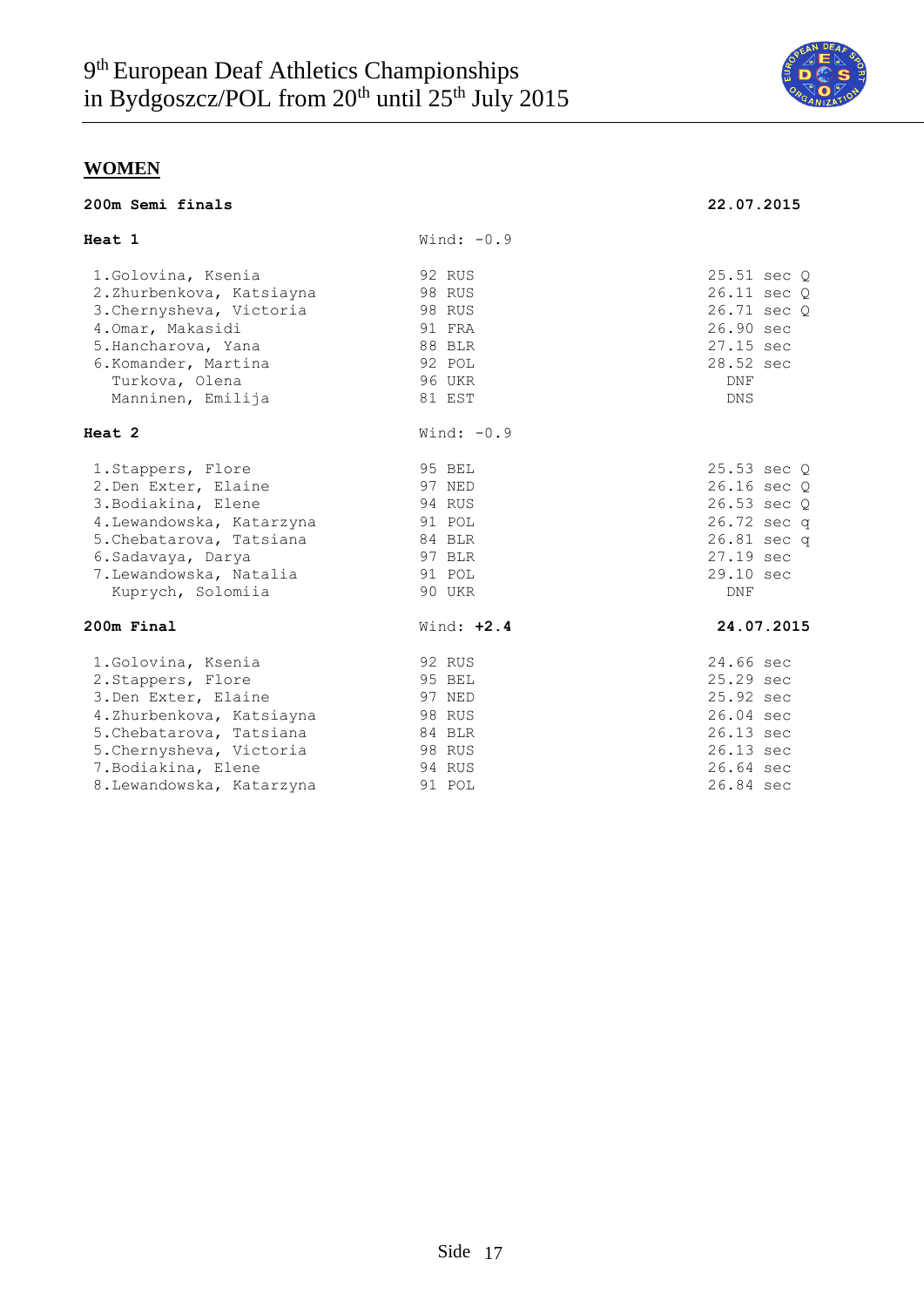## WOMEN

**200m Semi finals** — **22.07.2015**

**Heat 1** — Wind: -0.9

| Place | Name | Year | Country | Result |
|---|---|---|---|---|
| 1. | Golovina, Ksenia | 92 | RUS | 25.51 sec Q |
| 2. | Zhurbenkova, Katsiayna | 98 | RUS | 26.11 sec Q |
| 3. | Chernysheva, Victoria | 98 | RUS | 26.71 sec Q |
| 4. | Omar, Makasidi | 91 | FRA | 26.90 sec |
| 5. | Hancharova, Yana | 88 | BLR | 27.15 sec |
| 6. | Komander, Martina | 92 | POL | 28.52 sec |
| | Turkova, Olena | 96 | UKR | DNF |
| | Manninen, Emilija | 81 | EST | DNS |

**Heat 2** — Wind: -0.9

| Place | Name | Year | Country | Result |
|---|---|---|---|---|
| 1. | Stappers, Flore | 95 | BEL | 25.53 sec Q |
| 2. | Den Exter, Elaine | 97 | NED | 26.16 sec Q |
| 3. | Bodiakina, Elene | 94 | RUS | 26.53 sec Q |
| 4. | Lewandowska, Katarzyna | 91 | POL | 26.72 sec q |
| 5. | Chebatarova, Tatsiana | 84 | BLR | 26.81 sec q |
| 6. | Sadavaya, Darya | 97 | BLR | 27.19 sec |
| 7. | Lewandowska, Natalia | 91 | POL | 29.10 sec |
| | Kuprych, Solomiia | 90 | UKR | DNF |

**200m Final** — Wind: **+2.4** — **24.07.2015**

| Place | Name | Year | Country | Result |
|---|---|---|---|---|
| 1. | Golovina, Ksenia | 92 | RUS | 24.66 sec |
| 2. | Stappers, Flore | 95 | BEL | 25.29 sec |
| 3. | Den Exter, Elaine | 97 | NED | 25.92 sec |
| 4. | Zhurbenkova, Katsiayna | 98 | RUS | 26.04 sec |
| 5. | Chebatarova, Tatsiana | 84 | BLR | 26.13 sec |
| 5. | Chernysheva, Victoria | 98 | RUS | 26.13 sec |
| 7. | Bodiakina, Elene | 94 | RUS | 26.64 sec |
| 8. | Lewandowska, Katarzyna | 91 | POL | 26.84 sec |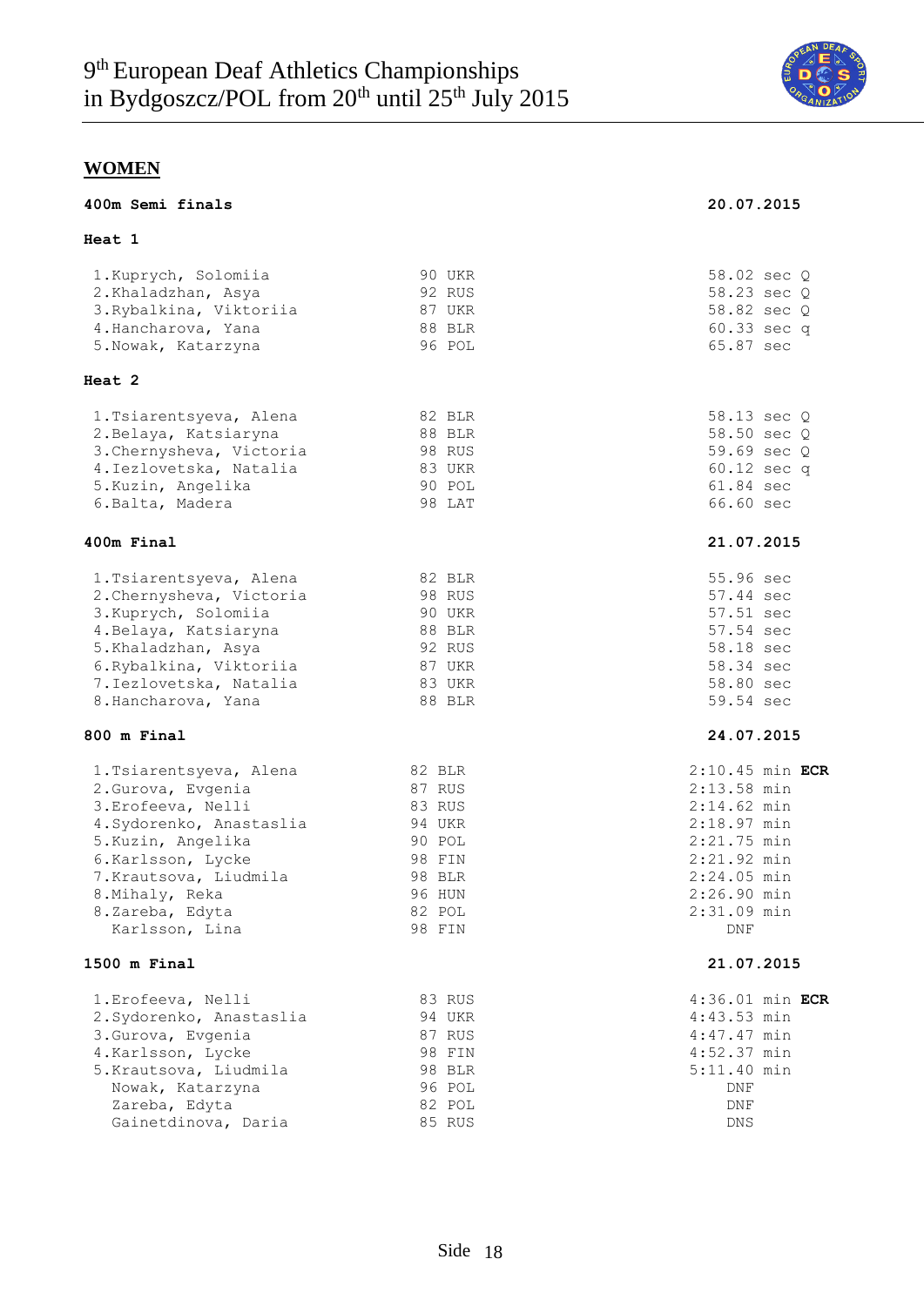## WOMEN

### 400m Semi finals — 20.07.2015

**Heat 1**

| Place | Name | YOB | Nat | Result |
|---|---|---|---|---|
| 1. | Kuprych, Solomiia | 90 | UKR | 58.02 sec Q |
| 2. | Khaladzhan, Asya | 92 | RUS | 58.23 sec Q |
| 3. | Rybalkina, Viktoriia | 87 | UKR | 58.82 sec Q |
| 4. | Hancharova, Yana | 88 | BLR | 60.33 sec q |
| 5. | Nowak, Katarzyna | 96 | POL | 65.87 sec |

**Heat 2**

| Place | Name | YOB | Nat | Result |
|---|---|---|---|---|
| 1. | Tsiarentsyeva, Alena | 82 | BLR | 58.13 sec Q |
| 2. | Belaya, Katsiaryna | 88 | BLR | 58.50 sec Q |
| 3. | Chernysheva, Victoria | 98 | RUS | 59.69 sec Q |
| 4. | Iezlovetska, Natalia | 83 | UKR | 60.12 sec q |
| 5. | Kuzin, Angelika | 90 | POL | 61.84 sec |
| 6. | Balta, Madera | 98 | LAT | 66.60 sec |

### 400m Final — 21.07.2015

| Place | Name | YOB | Nat | Result |
|---|---|---|---|---|
| 1. | Tsiarentsyeva, Alena | 82 | BLR | 55.96 sec |
| 2. | Chernysheva, Victoria | 98 | RUS | 57.44 sec |
| 3. | Kuprych, Solomiia | 90 | UKR | 57.51 sec |
| 4. | Belaya, Katsiaryna | 88 | BLR | 57.54 sec |
| 5. | Khaladzhan, Asya | 92 | RUS | 58.18 sec |
| 6. | Rybalkina, Viktoriia | 87 | UKR | 58.34 sec |
| 7. | Iezlovetska, Natalia | 83 | UKR | 58.80 sec |
| 8. | Hancharova, Yana | 88 | BLR | 59.54 sec |

### 800 m Final — 24.07.2015

| Place | Name | YOB | Nat | Result |
|---|---|---|---|---|
| 1. | Tsiarentsyeva, Alena | 82 | BLR | 2:10.45 min **ECR** |
| 2. | Gurova, Evgenia | 87 | RUS | 2:13.58 min |
| 3. | Erofeeva, Nelli | 83 | RUS | 2:14.62 min |
| 4. | Sydorenko, Anastaslia | 94 | UKR | 2:18.97 min |
| 5. | Kuzin, Angelika | 90 | POL | 2:21.75 min |
| 6. | Karlsson, Lycke | 98 | FIN | 2:21.92 min |
| 7. | Krautsova, Liudmila | 98 | BLR | 2:24.05 min |
| 8. | Mihaly, Reka | 96 | HUN | 2:26.90 min |
| 8. | Zareba, Edyta | 82 | POL | 2:31.09 min |
| | Karlsson, Lina | 98 | FIN | DNF |

### 1500 m Final — 21.07.2015

| Place | Name | YOB | Nat | Result |
|---|---|---|---|---|
| 1. | Erofeeva, Nelli | 83 | RUS | 4:36.01 min **ECR** |
| 2. | Sydorenko, Anastaslia | 94 | UKR | 4:43.53 min |
| 3. | Gurova, Evgenia | 87 | RUS | 4:47.47 min |
| 4. | Karlsson, Lycke | 98 | FIN | 4:52.37 min |
| 5. | Krautsova, Liudmila | 98 | BLR | 5:11.40 min |
| | Nowak, Katarzyna | 96 | POL | DNF |
| | Zareba, Edyta | 82 | POL | DNF |
| | Gainetdinova, Daria | 85 | RUS | DNS |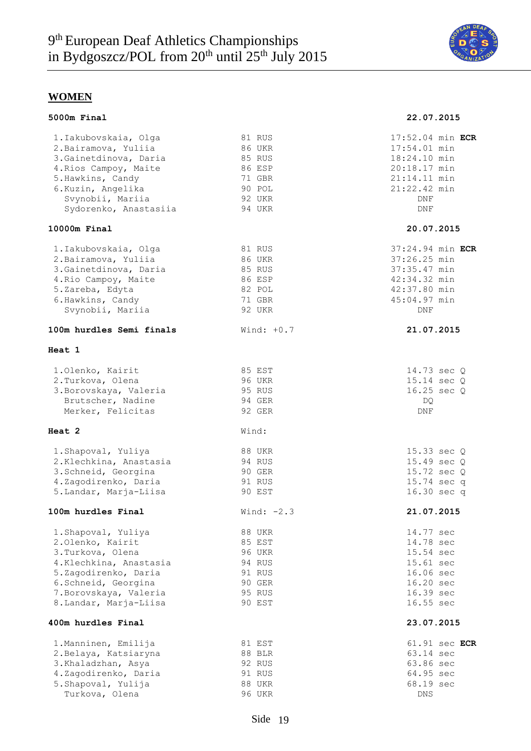# 9th European Deaf Athletics Championships in Bydgoszcz/POL from 20th until 25th July 2015

## WOMEN

### 5000m Final — 22.07.2015

| Place | Name | Year | Country | Result |
|---|---|---|---|---|
| 1. | Iakubovskaia, Olga | 81 | RUS | 17:52.04 min **ECR** |
| 2. | Bairamova, Yuliia | 86 | UKR | 17:54.01 min |
| 3. | Gainetdinova, Daria | 85 | RUS | 18:24.10 min |
| 4. | Rios Campoy, Maite | 86 | ESP | 20:18.17 min |
| 5. | Hawkins, Candy | 71 | GBR | 21:14.11 min |
| 6. | Kuzin, Angelika | 90 | POL | 21:22.42 min |
| | Svynobii, Mariia | 92 | UKR | DNF |
| | Sydorenko, Anastasiia | 94 | UKR | DNF |

### 10000m Final — 20.07.2015

| Place | Name | Year | Country | Result |
|---|---|---|---|---|
| 1. | Iakubovskaia, Olga | 81 | RUS | 37:24.94 min **ECR** |
| 2. | Bairamova, Yuliia | 86 | UKR | 37:26.25 min |
| 3. | Gainetdinova, Daria | 85 | RUS | 37:35.47 min |
| 4. | Rio Campoy, Maite | 86 | ESP | 42:34.32 min |
| 5. | Zareba, Edyta | 82 | POL | 42:37.80 min |
| 6. | Hawkins, Candy | 71 | GBR | 45:04.97 min |
| | Svynobii, Mariia | 92 | UKR | DNF |

### 100m hurdles Semi finals — Wind: +0.7 — 21.07.2015

**Heat 1**

| Place | Name | Year | Country | Result |
|---|---|---|---|---|
| 1. | Olenko, Kairit | 85 | EST | 14.73 sec Q |
| 2. | Turkova, Olena | 96 | UKR | 15.14 sec Q |
| 3. | Borovskaya, Valeria | 95 | RUS | 16.25 sec Q |
| | Brutscher, Nadine | 94 | GER | DQ |
| | Merker, Felicitas | 92 | GER | DNF |

**Heat 2** — Wind:

| Place | Name | Year | Country | Result |
|---|---|---|---|---|
| 1. | Shapoval, Yuliya | 88 | UKR | 15.33 sec Q |
| 2. | Klechkina, Anastasia | 94 | RUS | 15.49 sec Q |
| 3. | Schneid, Georgina | 90 | GER | 15.72 sec Q |
| 4. | Zagodirenko, Daria | 91 | RUS | 15.74 sec q |
| 5. | Landar, Marja-Liisa | 90 | EST | 16.30 sec q |

### 100m hurdles Final — Wind: -2.3 — 21.07.2015

| Place | Name | Year | Country | Result |
|---|---|---|---|---|
| 1. | Shapoval, Yuliya | 88 | UKR | 14.77 sec |
| 2. | Olenko, Kairit | 85 | EST | 14.78 sec |
| 3. | Turkova, Olena | 96 | UKR | 15.54 sec |
| 4. | Klechkina, Anastasia | 94 | RUS | 15.61 sec |
| 5. | Zagodirenko, Daria | 91 | RUS | 16.06 sec |
| 6. | Schneid, Georgina | 90 | GER | 16.20 sec |
| 7. | Borovskaya, Valeria | 95 | RUS | 16.39 sec |
| 8. | Landar, Marja-Liisa | 90 | EST | 16.55 sec |

### 400m hurdles Final — 23.07.2015

| Place | Name | Year | Country | Result |
|---|---|---|---|---|
| 1. | Manninen, Emilija | 81 | EST | 61.91 sec **ECR** |
| 2. | Belaya, Katsiaryna | 88 | BLR | 63.14 sec |
| 3. | Khaladzhan, Asya | 92 | RUS | 63.86 sec |
| 4. | Zagodirenko, Daria | 91 | RUS | 64.95 sec |
| 5. | Shapoval, Yulija | 88 | UKR | 68.19 sec |
| | Turkova, Olena | 96 | UKR | DNS |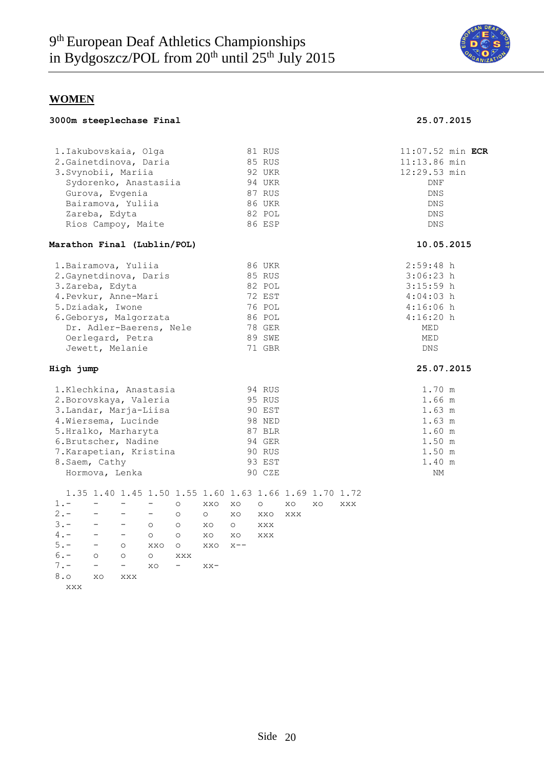# 9th European Deaf Athletics Championships in Bydgoszcz/POL from 20th until 25th July 2015

## WOMEN

### 3000m steeplechase Final — 25.07.2015

| Pl. | Name | Year | Nat | Result |
|---|---|---|---|---|
| 1. | Iakubovskaia, Olga | 81 | RUS | 11:07.52 min **ECR** |
| 2. | Gainetdinova, Daria | 85 | RUS | 11:13.86 min |
| 3. | Svynobii, Mariia | 92 | UKR | 12:29.53 min |
| | Sydorenko, Anastasiia | 94 | UKR | DNF |
| | Gurova, Evgenia | 87 | RUS | DNS |
| | Bairamova, Yuliia | 86 | UKR | DNS |
| | Zareba, Edyta | 82 | POL | DNS |
| | Rios Campoy, Maite | 86 | ESP | DNS |

### Marathon Final (Lublin/POL) — 10.05.2015

| Pl. | Name | Year | Nat | Result |
|---|---|---|---|---|
| 1. | Bairamova, Yuliia | 86 | UKR | 2:59:48 h |
| 2. | Gaynetdinova, Daris | 85 | RUS | 3:06:23 h |
| 3. | Zareba, Edyta | 82 | POL | 3:15:59 h |
| 4. | Pevkur, Anne-Mari | 72 | EST | 4:04:03 h |
| 5. | Dziadak, Iwone | 76 | POL | 4:16:06 h |
| 6. | Geborys, Malgorzata | 86 | POL | 4:16:20 h |
| | Dr. Adler-Baerens, Nele | 78 | GER | MED |
| | Oerlegard, Petra | 89 | SWE | MED |
| | Jewett, Melanie | 71 | GBR | DNS |

### High jump — 25.07.2015

| Pl. | Name | Year | Nat | Result |
|---|---|---|---|---|
| 1. | Klechkina, Anastasia | 94 | RUS | 1.70 m |
| 2. | Borovskaya, Valeria | 95 | RUS | 1.66 m |
| 3. | Landar, Marja-Liisa | 90 | EST | 1.63 m |
| 4. | Wiersema, Lucinde | 98 | NED | 1.63 m |
| 5. | Hralko, Marharyta | 87 | BLR | 1.60 m |
| 6. | Brutscher, Nadine | 94 | GER | 1.50 m |
| 7. | Karapetian, Kristina | 90 | RUS | 1.50 m |
| 8. | Saem, Cathy | 93 | EST | 1.40 m |
| | Hormova, Lenka | 90 | CZE | NM |

| | 1.35 | 1.40 | 1.45 | 1.50 | 1.55 | 1.60 | 1.63 | 1.66 | 1.69 | 1.70 | 1.72 |
|---|---|---|---|---|---|---|---|---|---|---|---|
| 1. | - | - | - | - | o | xxo | xo | o | xo | xo | xxx |
| 2. | - | - | - | - | o | o | xo | xxo | xxx | | |
| 3. | - | - | - | o | o | xo | o | xxx | | | |
| 4. | - | - | - | o | o | xo | xo | xxx | | | |
| 5. | - | - | o | xxo | o | xxo | x-- | | | | |
| 6. | - | o | o | o | xxx | | | | | | |
| 7. | - | - | - | xo | - | xx- | | | | | |
| 8. | o | xo | xxx | | | | | | | | |
| | xxx | | | | | | | | | | |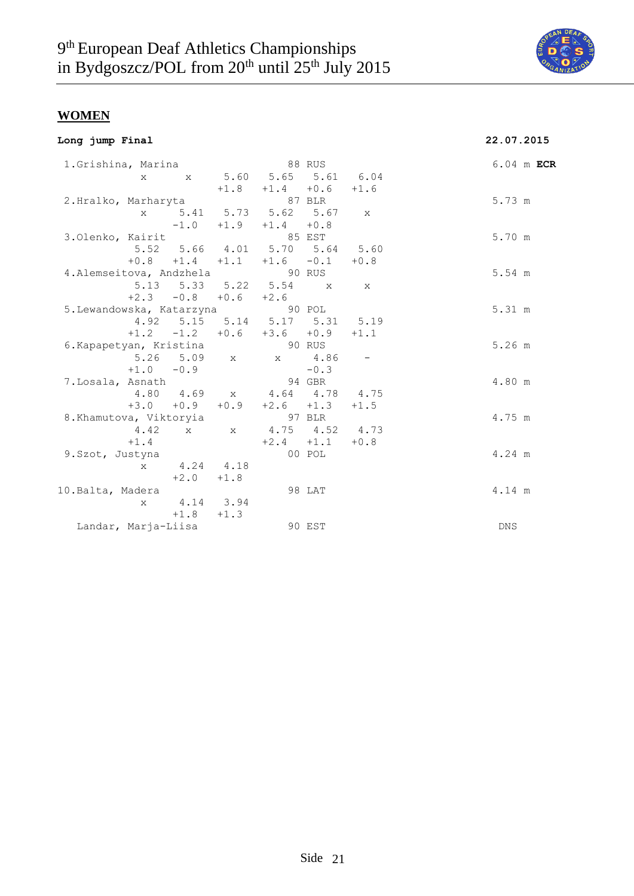# 9th European Deaf Athletics Championships in Bydgoszcz/POL from 20th until 25th July 2015

## WOMEN

**Long jump Final** **22.07.2015**

| Rank | Name | Year | Nation | 1 | 2 | 3 | 4 | 5 | 6 | Result |
|---|---|---|---|---|---|---|---|---|---|---|
| 1. | Grishina, Marina | 88 | RUS | x | x | 5.60 | 5.65 | 5.61 | 6.04 | 6.04 m **ECR** |
| | | | | | | +1.8 | +1.4 | +0.6 | +1.6 | |
| 2. | Hralko, Marharyta | 87 | BLR | x | 5.41 | 5.73 | 5.62 | 5.67 | x | 5.73 m |
| | | | | | -1.0 | +1.9 | +1.4 | +0.8 | | |
| 3. | Olenko, Kairit | 85 | EST | 5.52 | 5.66 | 4.01 | 5.70 | 5.64 | 5.60 | 5.70 m |
| | | | | +0.8 | +1.4 | +1.1 | +1.6 | -0.1 | +0.8 | |
| 4. | Alemseitova, Andzhela | 90 | RUS | 5.13 | 5.33 | 5.22 | 5.54 | x | x | 5.54 m |
| | | | | +2.3 | -0.8 | +0.6 | +2.6 | | | |
| 5. | Lewandowska, Katarzyna | 90 | POL | 4.92 | 5.15 | 5.14 | 5.17 | 5.31 | 5.19 | 5.31 m |
| | | | | +1.2 | -1.2 | +0.6 | +3.6 | +0.9 | +1.1 | |
| 6. | Kapapetyan, Kristina | 90 | RUS | 5.26 | 5.09 | x | x | 4.86 | - | 5.26 m |
| | | | | +1.0 | -0.9 | | | -0.3 | | |
| 7. | Losala, Asnath | 94 | GBR | 4.80 | 4.69 | x | 4.64 | 4.78 | 4.75 | 4.80 m |
| | | | | +3.0 | +0.9 | +0.9 | +2.6 | +1.3 | +1.5 | |
| 8. | Khamutova, Viktoryia | 97 | BLR | 4.42 | x | x | 4.75 | 4.52 | 4.73 | 4.75 m |
| | | | | +1.4 | | | +2.4 | +1.1 | +0.8 | |
| 9. | Szot, Justyna | 00 | POL | x | 4.24 | 4.18 | | | | 4.24 m |
| | | | | | +2.0 | +1.8 | | | | |
| 10. | Balta, Madera | 98 | LAT | x | 4.14 | 3.94 | | | | 4.14 m |
| | | | | | +1.8 | +1.3 | | | | |
| | Landar, Marja-Liisa | 90 | EST | | | | | | | DNS |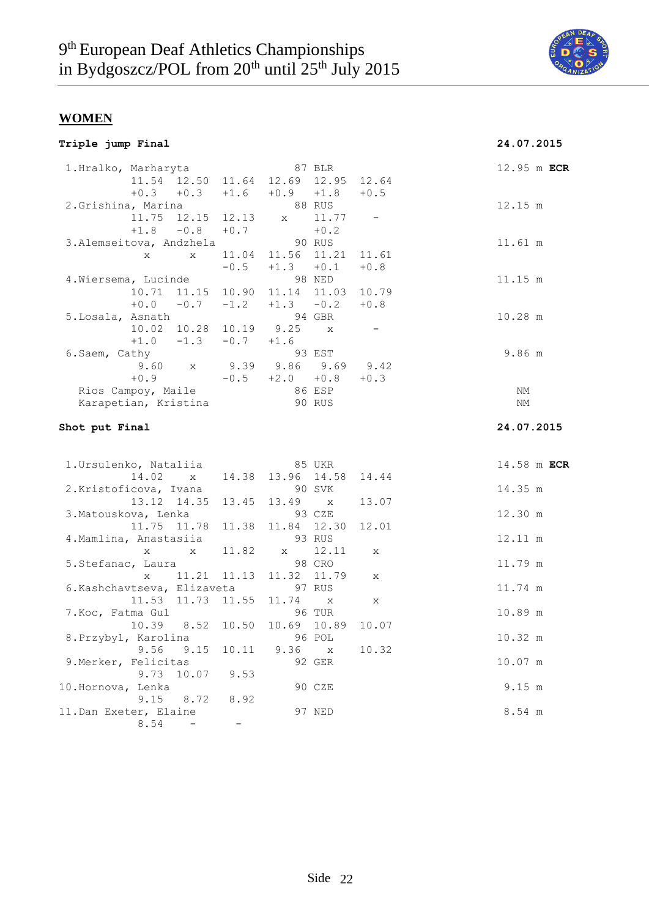# 9th European Deaf Athletics Championships in Bydgoszcz/POL from 20th until 25th July 2015

## WOMEN

### Triple jump Final — 24.07.2015

| Place | Name | Year | Nation | 1 | 2 | 3 | 4 | 5 | 6 | Result |
|---|---|---|---|---|---|---|---|---|---|---|
| 1. | Hralko, Marharyta | 87 | BLR | 11.54 | 12.50 | 11.64 | 12.69 | 12.95 | 12.64 | 12.95 m **ECR** |
| | | | | +0.3 | +0.3 | +1.6 | +0.9 | +1.8 | +0.5 | |
| 2. | Grishina, Marina | 88 | RUS | 11.75 | 12.15 | 12.13 | x | 11.77 | - | 12.15 m |
| | | | | +1.8 | -0.8 | +0.7 | | +0.2 | | |
| 3. | Alemseitova, Andzhela | 90 | RUS | x | x | 11.04 | 11.56 | 11.21 | 11.61 | 11.61 m |
| | | | | | | -0.5 | +1.3 | +0.1 | +0.8 | |
| 4. | Wiersema, Lucinde | 98 | NED | 10.71 | 11.15 | 10.90 | 11.14 | 11.03 | 10.79 | 11.15 m |
| | | | | +0.0 | -0.7 | -1.2 | +1.3 | -0.2 | +0.8 | |
| 5. | Losala, Asnath | 94 | GBR | 10.02 | 10.28 | 10.19 | 9.25 | x | - | 10.28 m |
| | | | | +1.0 | -1.3 | -0.7 | +1.6 | | | |
| 6. | Saem, Cathy | 93 | EST | 9.60 | x | 9.39 | 9.86 | 9.69 | 9.42 | 9.86 m |
| | | | | +0.9 | | -0.5 | +2.0 | +0.8 | +0.3 | |
| | Rios Campoy, Maile | 86 | ESP | | | | | | | NM |
| | Karapetian, Kristina | 90 | RUS | | | | | | | NM |

### Shot put Final — 24.07.2015

| Place | Name | Year | Nation | 1 | 2 | 3 | 4 | 5 | 6 | Result |
|---|---|---|---|---|---|---|---|---|---|---|
| 1. | Ursulenko, Nataliia | 85 | UKR | 14.02 | x | 14.38 | 13.96 | 14.58 | 14.44 | 14.58 m **ECR** |
| 2. | Kristoficova, Ivana | 90 | SVK | 13.12 | 14.35 | 13.45 | 13.49 | x | 13.07 | 14.35 m |
| 3. | Matouskova, Lenka | 93 | CZE | 11.75 | 11.78 | 11.38 | 11.84 | 12.30 | 12.01 | 12.30 m |
| 4. | Mamlina, Anastasiia | 93 | RUS | x | x | 11.82 | x | 12.11 | x | 12.11 m |
| 5. | Stefanac, Laura | 98 | CRO | x | 11.21 | 11.13 | 11.32 | 11.79 | x | 11.79 m |
| 6. | Kashchavtseva, Elizaveta | 97 | RUS | 11.53 | 11.73 | 11.55 | 11.74 | x | x | 11.74 m |
| 7. | Koc, Fatma Gul | 96 | TUR | 10.39 | 8.52 | 10.50 | 10.69 | 10.89 | 10.07 | 10.89 m |
| 8. | Przybyl, Karolina | 96 | POL | 9.56 | 9.15 | 10.11 | 9.36 | x | 10.32 | 10.32 m |
| 9. | Merker, Felicitas | 92 | GER | 9.73 | 10.07 | 9.53 | | | | 10.07 m |
| 10. | Hornova, Lenka | 90 | CZE | 9.15 | 8.72 | 8.92 | | | | 9.15 m |
| 11. | Dan Exeter, Elaine | 97 | NED | 8.54 | - | - | | | | 8.54 m |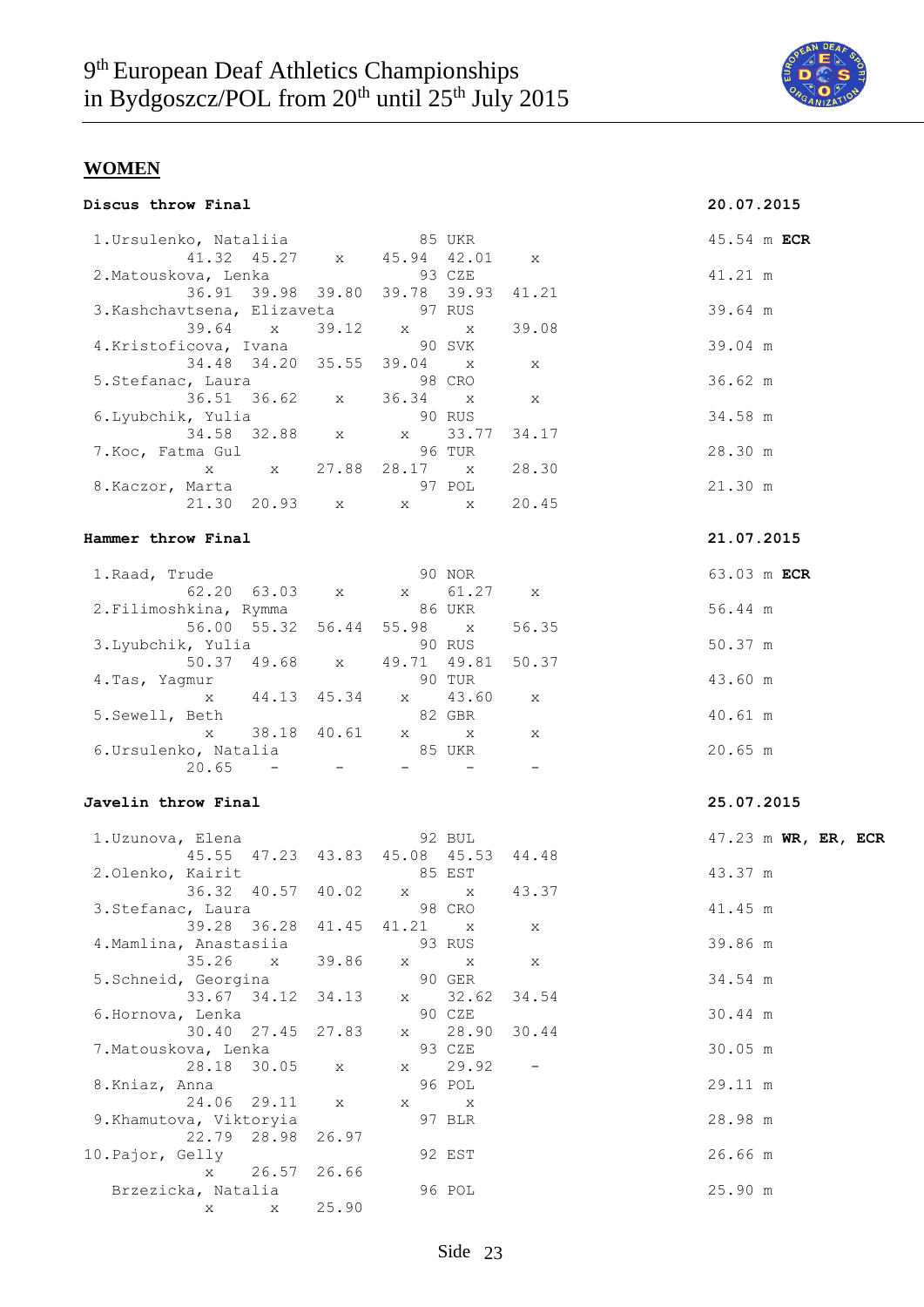# 9th European Deaf Athletics Championships in Bydgoszcz/POL from 20th until 25th July 2015

## WOMEN

### Discus throw Final — 20.07.2015

| Place | Name | Year | Nat | 1 | 2 | 3 | 4 | 5 | 6 | Result |
|---|---|---|---|---|---|---|---|---|---|---|
| 1. | Ursulenko, Nataliia | 85 | UKR | 41.32 | 45.27 | x | 45.94 | 42.01 | x | 45.54 m **ECR** |
| 2. | Matouskova, Lenka | 93 | CZE | 36.91 | 39.98 | 39.80 | 39.78 | 39.93 | 41.21 | 41.21 m |
| 3. | Kashchavtsena, Elizaveta | 97 | RUS | 39.64 | x | 39.12 | x | x | 39.08 | 39.64 m |
| 4. | Kristoficova, Ivana | 90 | SVK | 34.48 | 34.20 | 35.55 | 39.04 | x | x | 39.04 m |
| 5. | Stefanac, Laura | 98 | CRO | 36.51 | 36.62 | x | 36.34 | x | x | 36.62 m |
| 6. | Lyubchik, Yulia | 90 | RUS | 34.58 | 32.88 | x | x | 33.77 | 34.17 | 34.58 m |
| 7. | Koc, Fatma Gul | 96 | TUR | x | x | 27.88 | 28.17 | x | 28.30 | 28.30 m |
| 8. | Kaczor, Marta | 97 | POL | 21.30 | 20.93 | x | x | x | 20.45 | 21.30 m |

### Hammer throw Final — 21.07.2015

| Place | Name | Year | Nat | 1 | 2 | 3 | 4 | 5 | 6 | Result |
|---|---|---|---|---|---|---|---|---|---|---|
| 1. | Raad, Trude | 90 | NOR | 62.20 | 63.03 | x | x | 61.27 | x | 63.03 m **ECR** |
| 2. | Filimoshkina, Rymma | 86 | UKR | 56.00 | 55.32 | 56.44 | 55.98 | x | 56.35 | 56.44 m |
| 3. | Lyubchik, Yulia | 90 | RUS | 50.37 | 49.68 | x | 49.71 | 49.81 | 50.37 | 50.37 m |
| 4. | Tas, Yagmur | 90 | TUR | x | 44.13 | 45.34 | x | 43.60 | x | 43.60 m |
| 5. | Sewell, Beth | 82 | GBR | x | 38.18 | 40.61 | x | x | x | 40.61 m |
| 6. | Ursulenko, Natalia | 85 | UKR | 20.65 | - | - | - | - | - | 20.65 m |

### Javelin throw Final — 25.07.2015

| Place | Name | Year | Nat | 1 | 2 | 3 | 4 | 5 | 6 | Result |
|---|---|---|---|---|---|---|---|---|---|---|
| 1. | Uzunova, Elena | 92 | BUL | 45.55 | 47.23 | 43.83 | 45.08 | 45.53 | 44.48 | 47.23 m **WR, ER, ECR** |
| 2. | Olenko, Kairit | 85 | EST | 36.32 | 40.57 | 40.02 | x | x | 43.37 | 43.37 m |
| 3. | Stefanac, Laura | 98 | CRO | 39.28 | 36.28 | 41.45 | 41.21 | x | x | 41.45 m |
| 4. | Mamlina, Anastasiia | 93 | RUS | 35.26 | x | 39.86 | x | x | x | 39.86 m |
| 5. | Schneid, Georgina | 90 | GER | 33.67 | 34.12 | 34.13 | x | 32.62 | 34.54 | 34.54 m |
| 6. | Hornova, Lenka | 90 | CZE | 30.40 | 27.45 | 27.83 | x | 28.90 | 30.44 | 30.44 m |
| 7. | Matouskova, Lenka | 93 | CZE | 28.18 | 30.05 | x | x | 29.92 | - | 30.05 m |
| 8. | Kniaz, Anna | 96 | POL | 24.06 | 29.11 | x | x | x | | 29.11 m |
| 9. | Khamutova, Viktoryia | 97 | BLR | 22.79 | 28.98 | 26.97 | | | | 28.98 m |
| 10. | Pajor, Gelly | 92 | EST | x | 26.57 | 26.66 | | | | 26.66 m |
| | Brzezicka, Natalia | 96 | POL | x | x | 25.90 | | | | 25.90 m |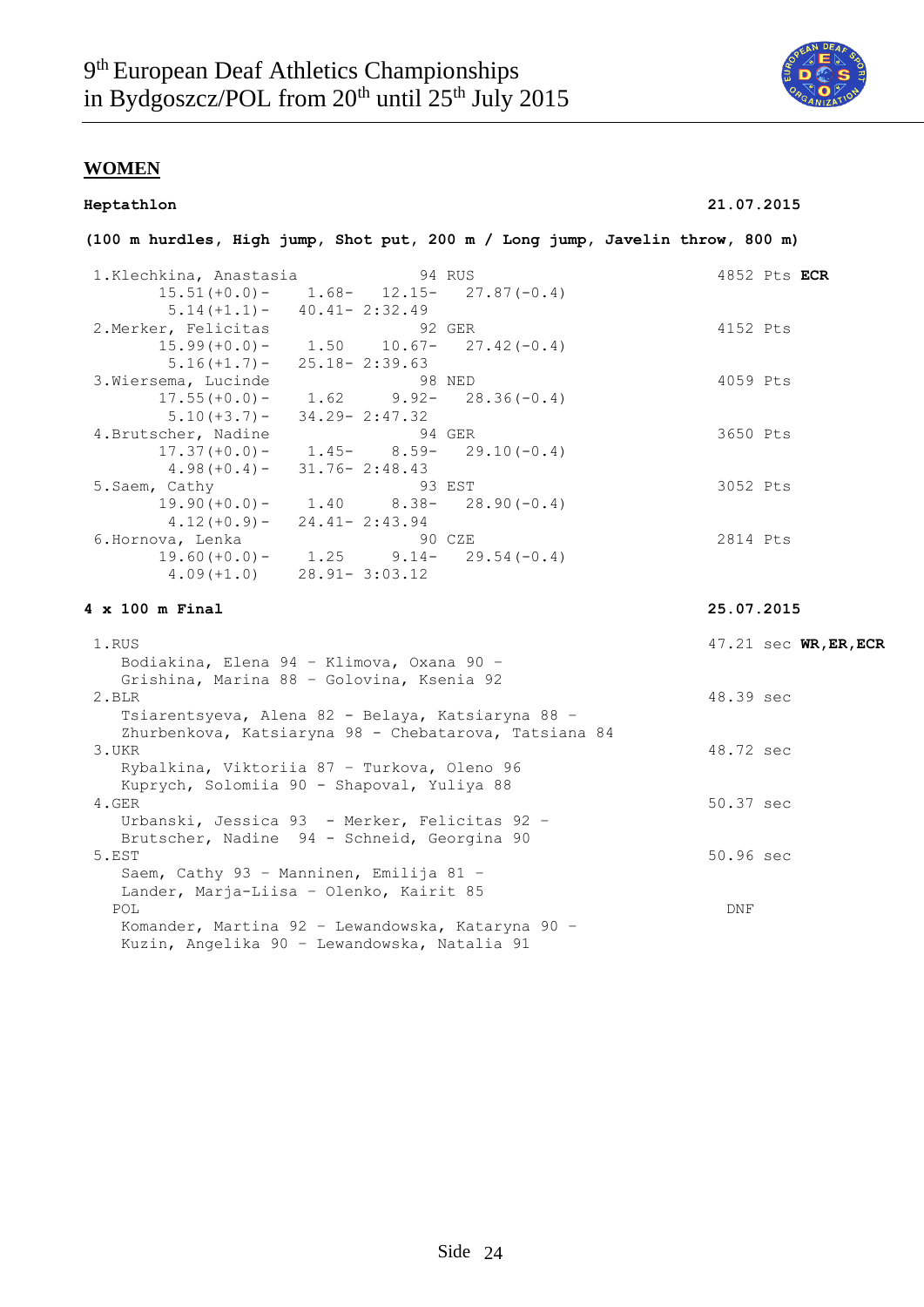## WOMEN

**Heptathlon** **21.07.2015**

**(100 m hurdles, High jump, Shot put, 200 m / Long jump, Javelin throw, 800 m)**

```
 1.Klechkina, Anastasia             94 RUS                           4852 Pts ECR
       15.51(+0.0)-   1.68-   12.15-   27.87(-0.4)
         5.14(+1.1)-   40.41- 2:32.49
 2.Merker, Felicitas                92 GER                           4152 Pts
       15.99(+0.0)-   1.50    10.67-   27.42(-0.4)
         5.16(+1.7)-   25.18- 2:39.63
 3.Wiersema, Lucinde                98 NED                           4059 Pts
       17.55(+0.0)-   1.62     9.92-   28.36(-0.4)
         5.10(+3.7)-   34.29- 2:47.32
 4.Brutscher, Nadine                94 GER                           3650 Pts
       17.37(+0.0)-   1.45-    8.59-   29.10(-0.4)
         4.98(+0.4)-   31.76- 2:48.43
 5.Saem, Cathy                      93 EST                           3052 Pts
       19.90(+0.0)-   1.40     8.38-   28.90(-0.4)
         4.12(+0.9)-   24.41- 2:43.94
 6.Hornova, Lenka                   90 CZE                           2814 Pts
       19.60(+0.0)-   1.25     9.14-   29.54(-0.4)
         4.09(+1.0)    28.91- 3:03.12
```

**4 x 100 m Final** **25.07.2015**

```
 1.RUS                                                               47.21 sec WR,ER,ECR
    Bodiakina, Elena 94 - Klimova, Oxana 90 -
    Grishina, Marina 88 - Golovina, Ksenia 92
 2.BLR                                                               48.39 sec
    Tsiarentsyeva, Alena 82 - Belaya, Katsiaryna 88 -
    Zhurbenkova, Katsiaryna 98 - Chebatarova, Tatsiana 84
 3.UKR                                                               48.72 sec
    Rybalkina, Viktoriia 87 - Turkova, Oleno 96
    Kuprych, Solomiia 90 - Shapoval, Yuliya 88
 4.GER                                                               50.37 sec
    Urbanski, Jessica 93  - Merker, Felicitas 92 -
    Brutscher, Nadine  94 - Schneid, Georgina 90
 5.EST                                                               50.96 sec
    Saem, Cathy 93 - Manninen, Emilija 81 -
    Lander, Marja-Liisa - Olenko, Kairit 85
   POL                                                                DNF
    Komander, Martina 92 - Lewandowska, Kataryna 90 -
    Kuzin, Angelika 90 - Lewandowska, Natalia 91
```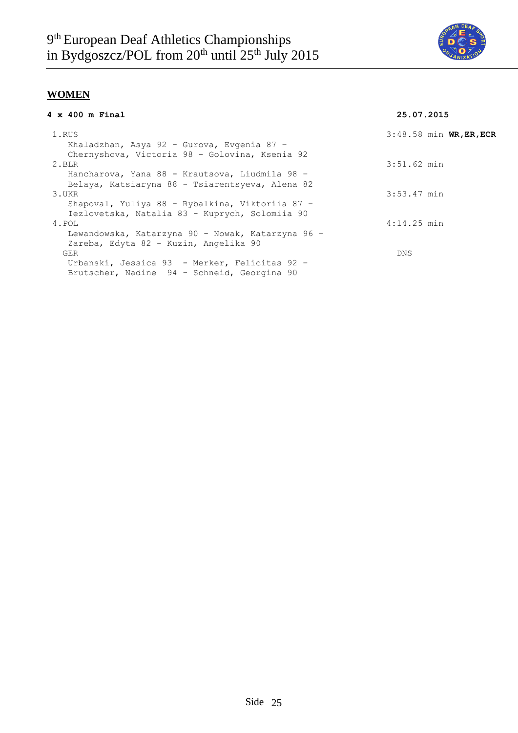# 9th European Deaf Athletics Championships in Bydgoszcz/POL from 20th until 25th July 2015

## WOMEN

**4 x 400 m Final** **25.07.2015**

1.RUS 3:48.58 min **WR,ER,ECR**
Khaladzhan, Asya 92 - Gurova, Evgenia 87 -
Chernyshova, Victoria 98 - Golovina, Ksenia 92

2.BLR 3:51.62 min
Hancharova, Yana 88 - Krautsova, Liudmila 98 -
Belaya, Katsiaryna 88 - Tsiarentsyeva, Alena 82

3.UKR 3:53.47 min
Shapoval, Yuliya 88 - Rybalkina, Viktoriia 87 -
Iezlovetska, Natalia 83 - Kuprych, Solomiia 90

4.POL 4:14.25 min
Lewandowska, Katarzyna 90 - Nowak, Katarzyna 96 -
Zareba, Edyta 82 - Kuzin, Angelika 90

GER DNS
Urbanski, Jessica 93 - Merker, Felicitas 92 -
Brutscher, Nadine 94 - Schneid, Georgina 90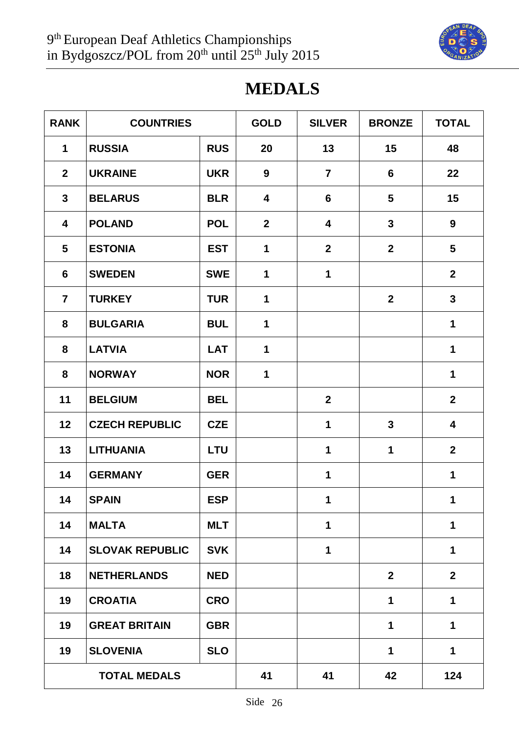# MEDALS

| RANK | COUNTRIES | | GOLD | SILVER | BRONZE | TOTAL |
|---|---|---|---|---|---|---|
| 1 | RUSSIA | RUS | 20 | 13 | 15 | 48 |
| 2 | UKRAINE | UKR | 9 | 7 | 6 | 22 |
| 3 | BELARUS | BLR | 4 | 6 | 5 | 15 |
| 4 | POLAND | POL | 2 | 4 | 3 | 9 |
| 5 | ESTONIA | EST | 1 | 2 | 2 | 5 |
| 6 | SWEDEN | SWE | 1 | 1 | | 2 |
| 7 | TURKEY | TUR | 1 | | 2 | 3 |
| 8 | BULGARIA | BUL | 1 | | | 1 |
| 8 | LATVIA | LAT | 1 | | | 1 |
| 8 | NORWAY | NOR | 1 | | | 1 |
| 11 | BELGIUM | BEL | | 2 | | 2 |
| 12 | CZECH REPUBLIC | CZE | | 1 | 3 | 4 |
| 13 | LITHUANIA | LTU | | 1 | 1 | 2 |
| 14 | GERMANY | GER | | 1 | | 1 |
| 14 | SPAIN | ESP | | 1 | | 1 |
| 14 | MALTA | MLT | | 1 | | 1 |
| 14 | SLOVAK REPUBLIC | SVK | | 1 | | 1 |
| 18 | NETHERLANDS | NED | | | 2 | 2 |
| 19 | CROATIA | CRO | | | 1 | 1 |
| 19 | GREAT BRITAIN | GBR | | | 1 | 1 |
| 19 | SLOVENIA | SLO | | | 1 | 1 |
| TOTAL MEDALS | | | 41 | 41 | 42 | 124 |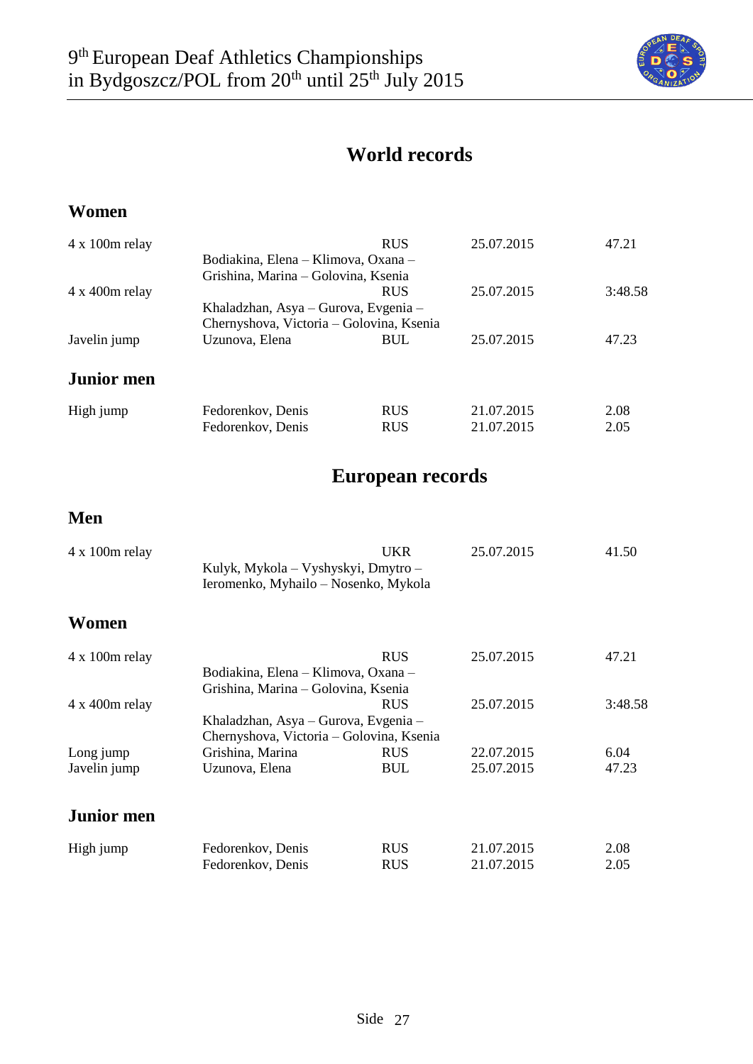# World records

## Women

| Event | Athlete(s) | Nation | Date | Result |
|---|---|---|---|---|
| 4 x 100m relay | Bodiakina, Elena – Klimova, Oxana – Grishina, Marina – Golovina, Ksenia | RUS | 25.07.2015 | 47.21 |
| 4 x 400m relay | Khaladzhan, Asya – Gurova, Evgenia – Chernyshova, Victoria – Golovina, Ksenia | RUS | 25.07.2015 | 3:48.58 |
| Javelin jump | Uzunova, Elena | BUL | 25.07.2015 | 47.23 |

## Junior men

| Event | Athlete(s) | Nation | Date | Result |
|---|---|---|---|---|
| High jump | Fedorenkov, Denis | RUS | 21.07.2015 | 2.08 |
| | Fedorenkov, Denis | RUS | 21.07.2015 | 2.05 |

# European records

## Men

| Event | Athlete(s) | Nation | Date | Result |
|---|---|---|---|---|
| 4 x 100m relay | Kulyk, Mykola – Vyshyskyi, Dmytro – Ieromenko, Myhailo – Nosenko, Mykola | UKR | 25.07.2015 | 41.50 |

## Women

| Event | Athlete(s) | Nation | Date | Result |
|---|---|---|---|---|
| 4 x 100m relay | Bodiakina, Elena – Klimova, Oxana – Grishina, Marina – Golovina, Ksenia | RUS | 25.07.2015 | 47.21 |
| 4 x 400m relay | Khaladzhan, Asya – Gurova, Evgenia – Chernyshova, Victoria – Golovina, Ksenia | RUS | 25.07.2015 | 3:48.58 |
| Long jump | Grishina, Marina | RUS | 22.07.2015 | 6.04 |
| Javelin jump | Uzunova, Elena | BUL | 25.07.2015 | 47.23 |

## Junior men

| Event | Athlete(s) | Nation | Date | Result |
|---|---|---|---|---|
| High jump | Fedorenkov, Denis | RUS | 21.07.2015 | 2.08 |
| | Fedorenkov, Denis | RUS | 21.07.2015 | 2.05 |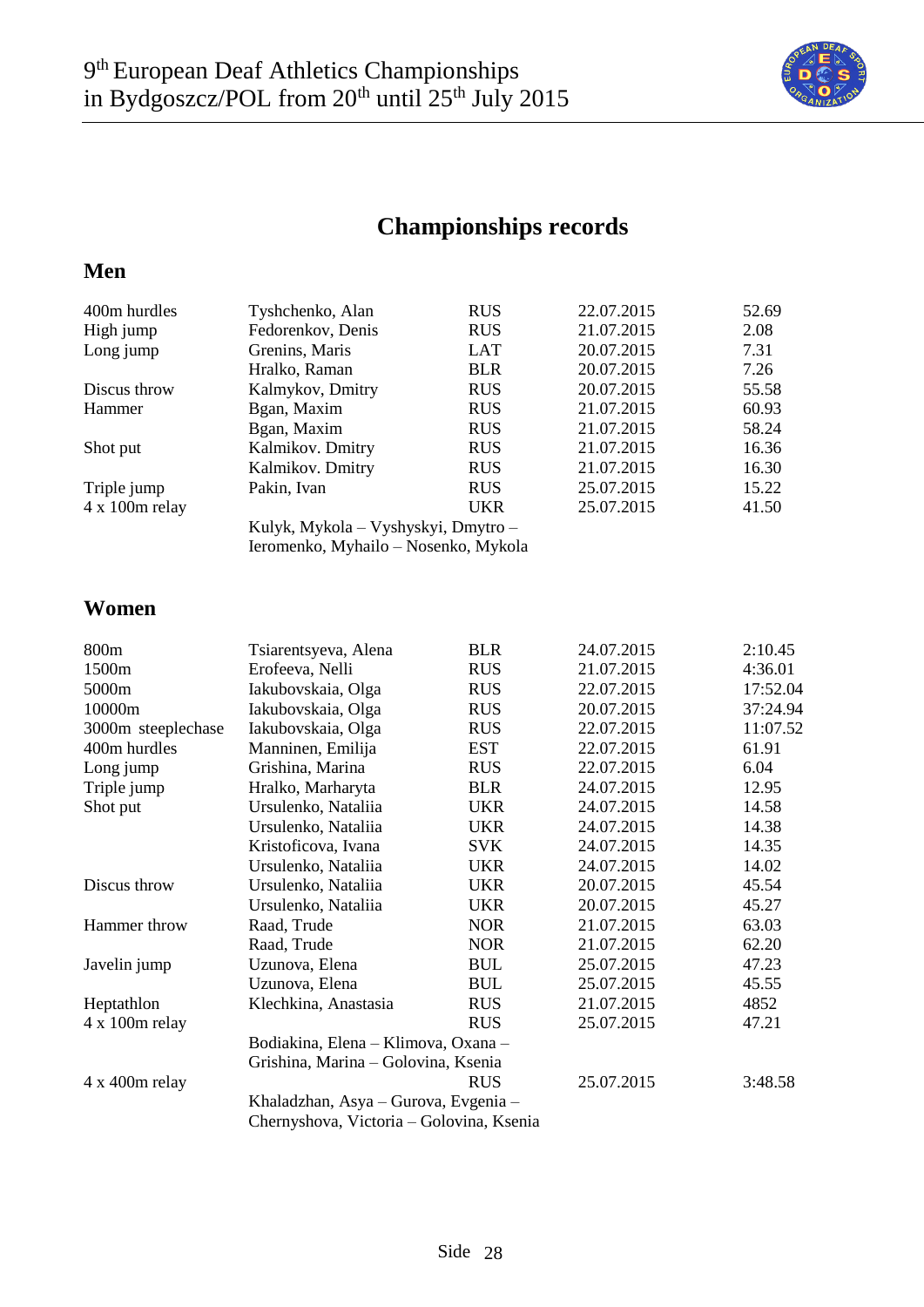# Championships records

## Men

| | | | | |
|---|---|---|---|---|
| 400m hurdles | Tyshchenko, Alan | RUS | 22.07.2015 | 52.69 |
| High jump | Fedorenkov, Denis | RUS | 21.07.2015 | 2.08 |
| Long jump | Grenins, Maris | LAT | 20.07.2015 | 7.31 |
| | Hralko, Raman | BLR | 20.07.2015 | 7.26 |
| Discus throw | Kalmykov, Dmitry | RUS | 20.07.2015 | 55.58 |
| Hammer | Bgan, Maxim | RUS | 21.07.2015 | 60.93 |
| | Bgan, Maxim | RUS | 21.07.2015 | 58.24 |
| Shot put | Kalmikov. Dmitry | RUS | 21.07.2015 | 16.36 |
| | Kalmikov. Dmitry | RUS | 21.07.2015 | 16.30 |
| Triple jump | Pakin, Ivan | RUS | 25.07.2015 | 15.22 |
| 4 x 100m relay | | UKR | 25.07.2015 | 41.50 |
| | Kulyk, Mykola – Vyshyskyi, Dmytro – Ieromenko, Myhailo – Nosenko, Mykola | | | |

## Women

| | | | | |
|---|---|---|---|---|
| 800m | Tsiarentsyeva, Alena | BLR | 24.07.2015 | 2:10.45 |
| 1500m | Erofeeva, Nelli | RUS | 21.07.2015 | 4:36.01 |
| 5000m | Iakubovskaia, Olga | RUS | 22.07.2015 | 17:52.04 |
| 10000m | Iakubovskaia, Olga | RUS | 20.07.2015 | 37:24.94 |
| 3000m steeplechase | Iakubovskaia, Olga | RUS | 22.07.2015 | 11:07.52 |
| 400m hurdles | Manninen, Emilija | EST | 22.07.2015 | 61.91 |
| Long jump | Grishina, Marina | RUS | 22.07.2015 | 6.04 |
| Triple jump | Hralko, Marharyta | BLR | 24.07.2015 | 12.95 |
| Shot put | Ursulenko, Nataliia | UKR | 24.07.2015 | 14.58 |
| | Ursulenko, Nataliia | UKR | 24.07.2015 | 14.38 |
| | Kristoficova, Ivana | SVK | 24.07.2015 | 14.35 |
| | Ursulenko, Nataliia | UKR | 24.07.2015 | 14.02 |
| Discus throw | Ursulenko, Nataliia | UKR | 20.07.2015 | 45.54 |
| | Ursulenko, Nataliia | UKR | 20.07.2015 | 45.27 |
| Hammer throw | Raad, Trude | NOR | 21.07.2015 | 63.03 |
| | Raad, Trude | NOR | 21.07.2015 | 62.20 |
| Javelin jump | Uzunova, Elena | BUL | 25.07.2015 | 47.23 |
| | Uzunova, Elena | BUL | 25.07.2015 | 45.55 |
| Heptathlon | Klechkina, Anastasia | RUS | 21.07.2015 | 4852 |
| 4 x 100m relay | | RUS | 25.07.2015 | 47.21 |
| | Bodiakina, Elena – Klimova, Oxana – Grishina, Marina – Golovina, Ksenia | | | |
| 4 x 400m relay | | RUS | 25.07.2015 | 3:48.58 |
| | Khaladzhan, Asya – Gurova, Evgenia – Chernyshova, Victoria – Golovina, Ksenia | | | |